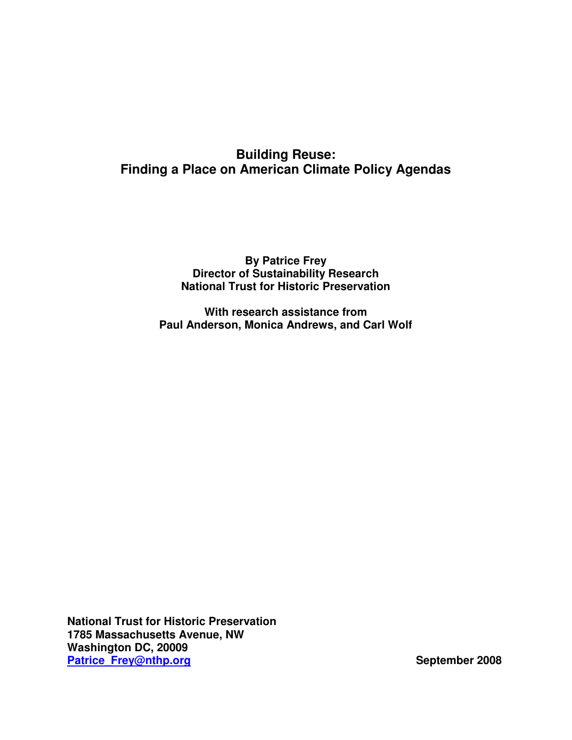# Building Reuse:
# Finding a Place on American Climate Policy Agendas

**By Patrice Frey**
**Director of Sustainability Research**
**National Trust for Historic Preservation**

**With research assistance from**
**Paul Anderson, Monica Andrews, and Carl Wolf**

**National Trust for Historic Preservation**
**1785 Massachusetts Avenue, NW**
**Washington DC, 20009**
**Patrice_Frey@nthp.org**

**September 2008**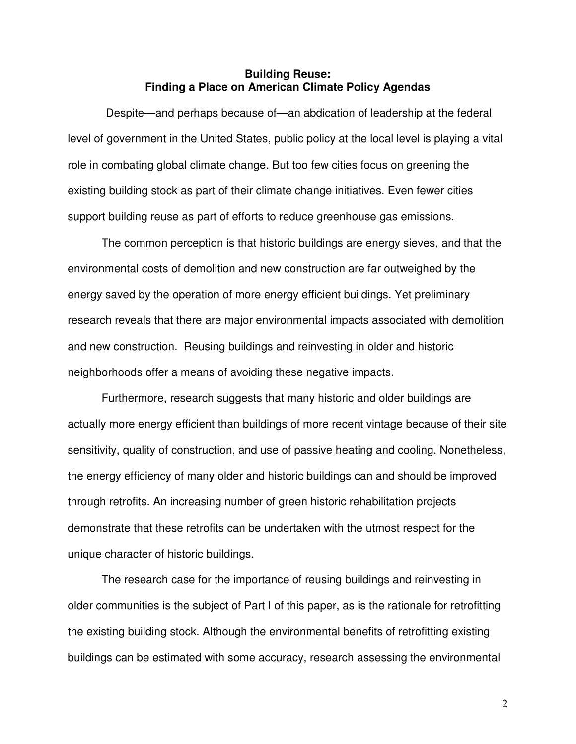# Building Reuse: Finding a Place on American Climate Policy Agendas

Despite—and perhaps because of—an abdication of leadership at the federal level of government in the United States, public policy at the local level is playing a vital role in combating global climate change. But too few cities focus on greening the existing building stock as part of their climate change initiatives. Even fewer cities support building reuse as part of efforts to reduce greenhouse gas emissions.

The common perception is that historic buildings are energy sieves, and that the environmental costs of demolition and new construction are far outweighed by the energy saved by the operation of more energy efficient buildings. Yet preliminary research reveals that there are major environmental impacts associated with demolition and new construction. Reusing buildings and reinvesting in older and historic neighborhoods offer a means of avoiding these negative impacts.

Furthermore, research suggests that many historic and older buildings are actually more energy efficient than buildings of more recent vintage because of their site sensitivity, quality of construction, and use of passive heating and cooling. Nonetheless, the energy efficiency of many older and historic buildings can and should be improved through retrofits. An increasing number of green historic rehabilitation projects demonstrate that these retrofits can be undertaken with the utmost respect for the unique character of historic buildings.

The research case for the importance of reusing buildings and reinvesting in older communities is the subject of Part I of this paper, as is the rationale for retrofitting the existing building stock. Although the environmental benefits of retrofitting existing buildings can be estimated with some accuracy, research assessing the environmental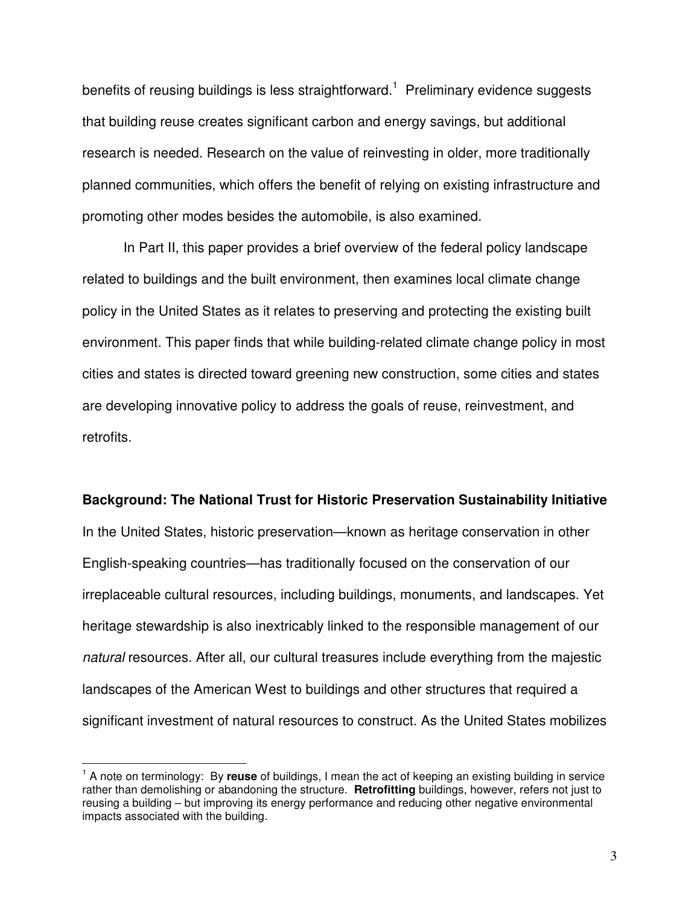benefits of reusing buildings is less straightforward.[1] Preliminary evidence suggests that building reuse creates significant carbon and energy savings, but additional research is needed. Research on the value of reinvesting in older, more traditionally planned communities, which offers the benefit of relying on existing infrastructure and promoting other modes besides the automobile, is also examined.

In Part II, this paper provides a brief overview of the federal policy landscape related to buildings and the built environment, then examines local climate change policy in the United States as it relates to preserving and protecting the existing built environment. This paper finds that while building-related climate change policy in most cities and states is directed toward greening new construction, some cities and states are developing innovative policy to address the goals of reuse, reinvestment, and retrofits.

**Background: The National Trust for Historic Preservation Sustainability Initiative**

In the United States, historic preservation—known as heritage conservation in other English-speaking countries—has traditionally focused on the conservation of our irreplaceable cultural resources, including buildings, monuments, and landscapes. Yet heritage stewardship is also inextricably linked to the responsible management of our *natural* resources. After all, our cultural treasures include everything from the majestic landscapes of the American West to buildings and other structures that required a significant investment of natural resources to construct. As the United States mobilizes

---

[1] A note on terminology: By **reuse** of buildings, I mean the act of keeping an existing building in service rather than demolishing or abandoning the structure. **Retrofitting** buildings, however, refers not just to reusing a building – but improving its energy performance and reducing other negative environmental impacts associated with the building.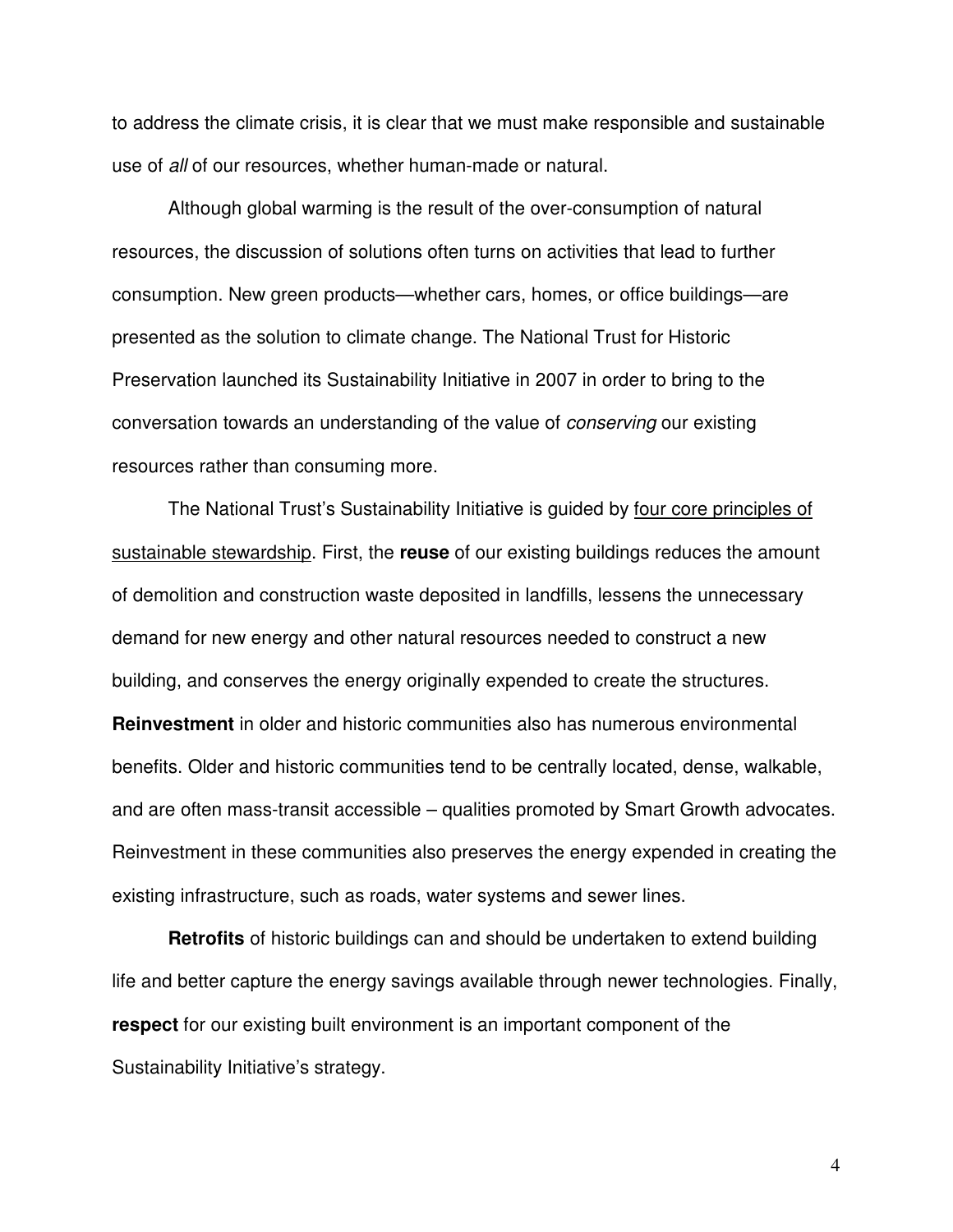to address the climate crisis, it is clear that we must make responsible and sustainable use of *all* of our resources, whether human-made or natural.

Although global warming is the result of the over-consumption of natural resources, the discussion of solutions often turns on activities that lead to further consumption. New green products—whether cars, homes, or office buildings—are presented as the solution to climate change. The National Trust for Historic Preservation launched its Sustainability Initiative in 2007 in order to bring to the conversation towards an understanding of the value of *conserving* our existing resources rather than consuming more.

The National Trust's Sustainability Initiative is guided by <u>four core principles of sustainable stewardship</u>. First, the **reuse** of our existing buildings reduces the amount of demolition and construction waste deposited in landfills, lessens the unnecessary demand for new energy and other natural resources needed to construct a new building, and conserves the energy originally expended to create the structures. **Reinvestment** in older and historic communities also has numerous environmental benefits. Older and historic communities tend to be centrally located, dense, walkable, and are often mass-transit accessible – qualities promoted by Smart Growth advocates. Reinvestment in these communities also preserves the energy expended in creating the existing infrastructure, such as roads, water systems and sewer lines.

**Retrofits** of historic buildings can and should be undertaken to extend building life and better capture the energy savings available through newer technologies. Finally, **respect** for our existing built environment is an important component of the Sustainability Initiative's strategy.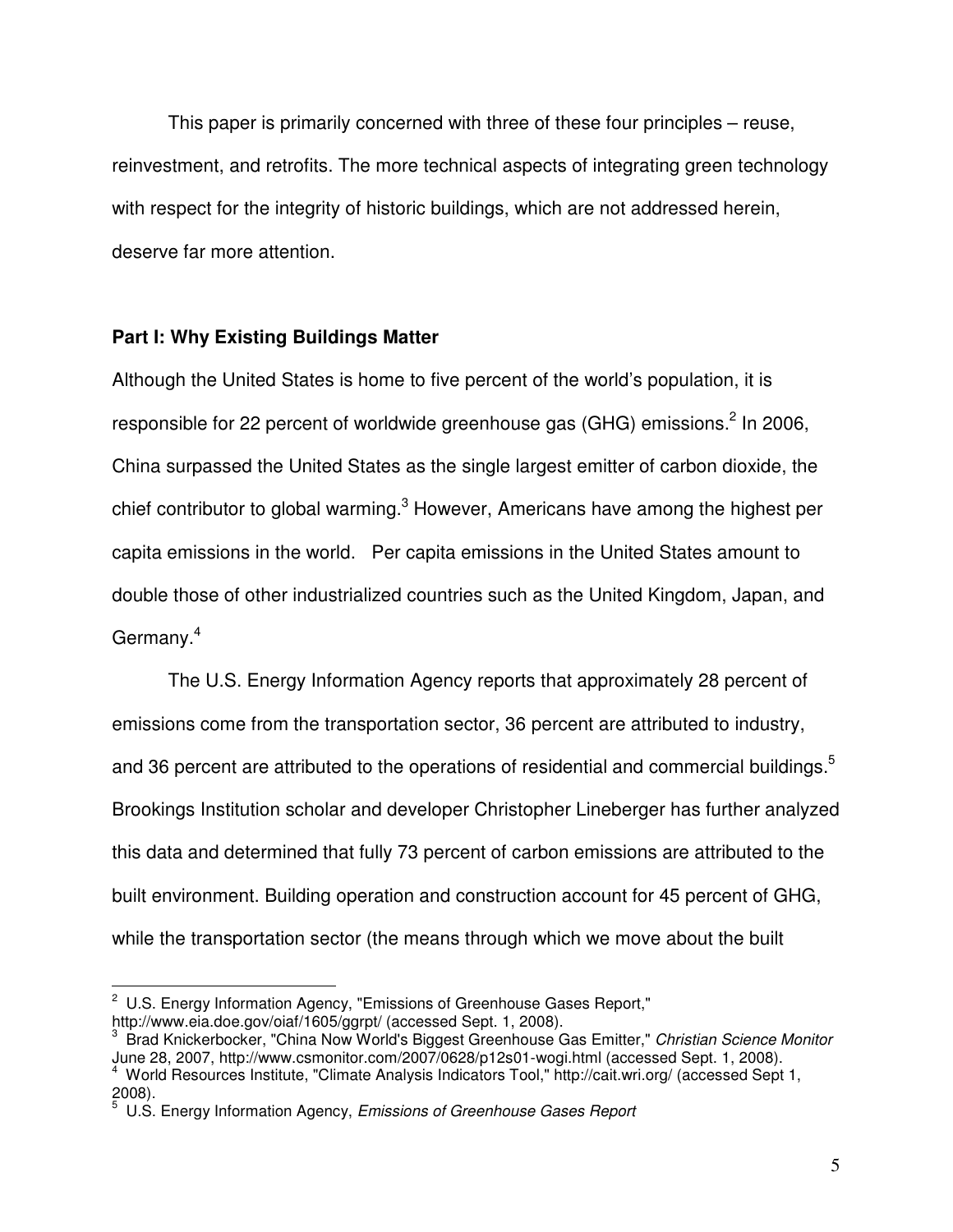This paper is primarily concerned with three of these four principles – reuse, reinvestment, and retrofits. The more technical aspects of integrating green technology with respect for the integrity of historic buildings, which are not addressed herein, deserve far more attention.

## Part I: Why Existing Buildings Matter

Although the United States is home to five percent of the world's population, it is responsible for 22 percent of worldwide greenhouse gas (GHG) emissions.[2] In 2006, China surpassed the United States as the single largest emitter of carbon dioxide, the chief contributor to global warming.[3] However, Americans have among the highest per capita emissions in the world. Per capita emissions in the United States amount to double those of other industrialized countries such as the United Kingdom, Japan, and Germany.[4]

The U.S. Energy Information Agency reports that approximately 28 percent of emissions come from the transportation sector, 36 percent are attributed to industry, and 36 percent are attributed to the operations of residential and commercial buildings.[5] Brookings Institution scholar and developer Christopher Lineberger has further analyzed this data and determined that fully 73 percent of carbon emissions are attributed to the built environment. Building operation and construction account for 45 percent of GHG, while the transportation sector (the means through which we move about the built

---

[2] U.S. Energy Information Agency, "Emissions of Greenhouse Gases Report," http://www.eia.doe.gov/oiaf/1605/ggrpt/ (accessed Sept. 1, 2008).

[3] Brad Knickerbocker, "China Now World's Biggest Greenhouse Gas Emitter," *Christian Science Monitor* June 28, 2007, http://www.csmonitor.com/2007/0628/p12s01-wogi.html (accessed Sept. 1, 2008).

[4] World Resources Institute, "Climate Analysis Indicators Tool," http://cait.wri.org/ (accessed Sept 1, 2008).

[5] U.S. Energy Information Agency, *Emissions of Greenhouse Gases Report*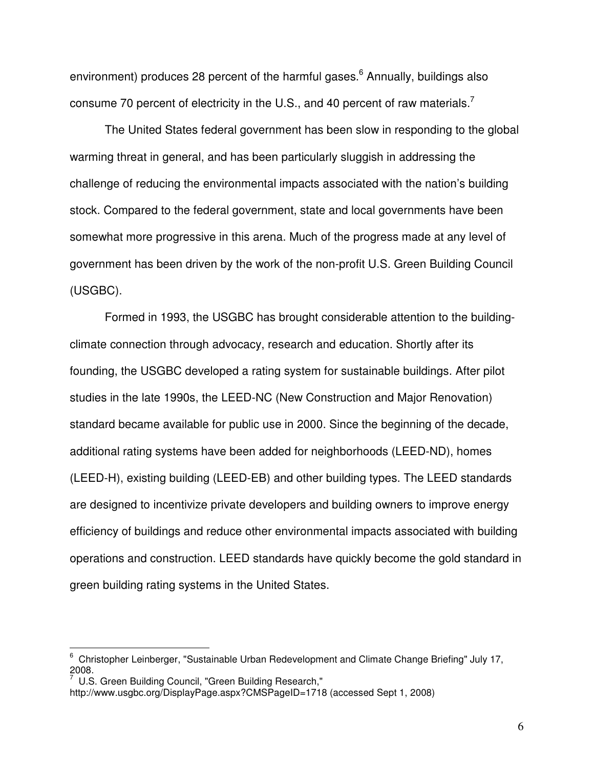environment) produces 28 percent of the harmful gases.[6] Annually, buildings also consume 70 percent of electricity in the U.S., and 40 percent of raw materials.[7]

The United States federal government has been slow in responding to the global warming threat in general, and has been particularly sluggish in addressing the challenge of reducing the environmental impacts associated with the nation's building stock. Compared to the federal government, state and local governments have been somewhat more progressive in this arena. Much of the progress made at any level of government has been driven by the work of the non-profit U.S. Green Building Council (USGBC).

Formed in 1993, the USGBC has brought considerable attention to the building-climate connection through advocacy, research and education. Shortly after its founding, the USGBC developed a rating system for sustainable buildings. After pilot studies in the late 1990s, the LEED-NC (New Construction and Major Renovation) standard became available for public use in 2000. Since the beginning of the decade, additional rating systems have been added for neighborhoods (LEED-ND), homes (LEED-H), existing building (LEED-EB) and other building types. The LEED standards are designed to incentivize private developers and building owners to improve energy efficiency of buildings and reduce other environmental impacts associated with building operations and construction. LEED standards have quickly become the gold standard in green building rating systems in the United States.

---

[6] Christopher Leinberger, "Sustainable Urban Redevelopment and Climate Change Briefing" July 17, 2008.

[7] U.S. Green Building Council, "Green Building Research," http://www.usgbc.org/DisplayPage.aspx?CMSPageID=1718 (accessed Sept 1, 2008)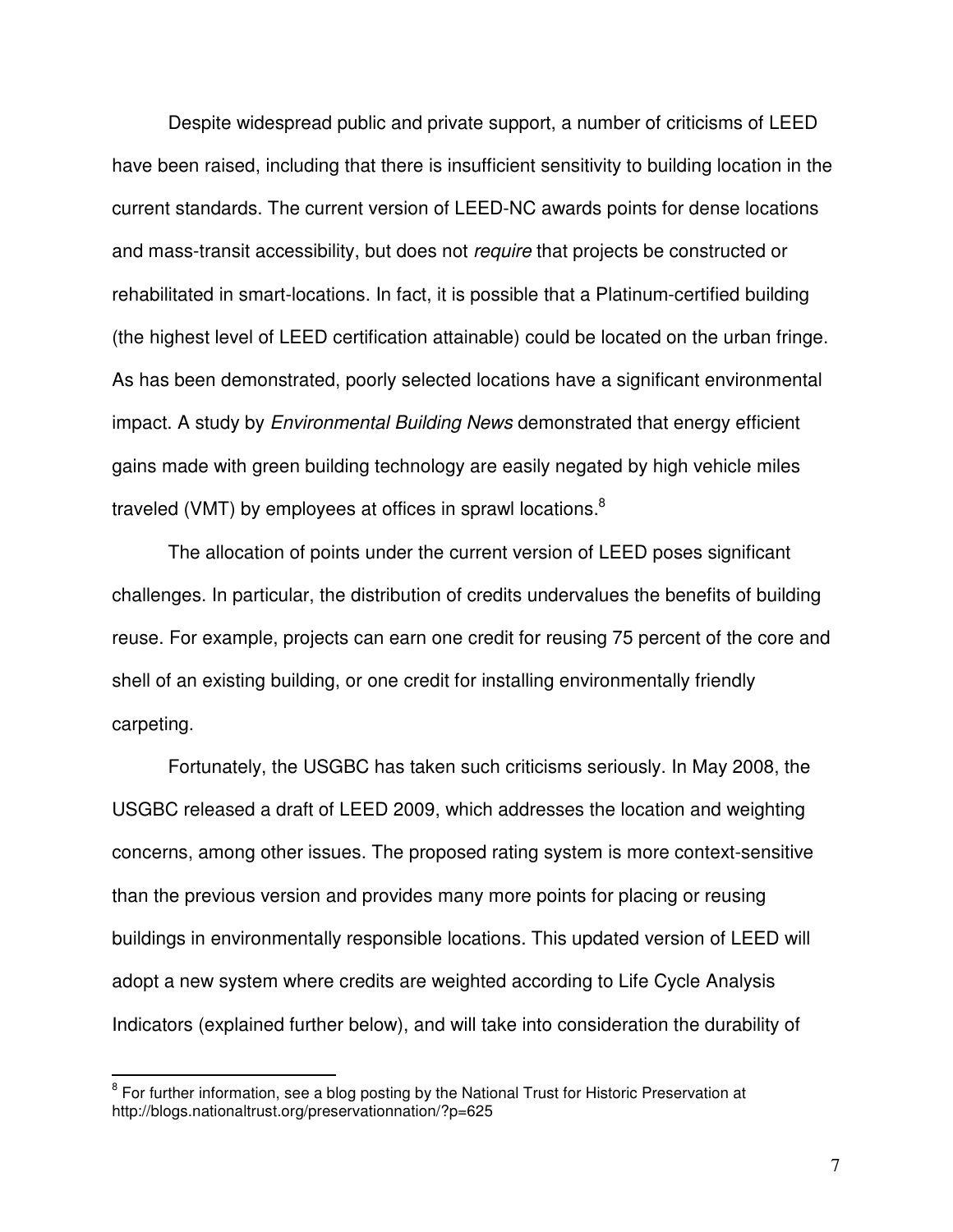Despite widespread public and private support, a number of criticisms of LEED have been raised, including that there is insufficient sensitivity to building location in the current standards. The current version of LEED-NC awards points for dense locations and mass-transit accessibility, but does not *require* that projects be constructed or rehabilitated in smart-locations. In fact, it is possible that a Platinum-certified building (the highest level of LEED certification attainable) could be located on the urban fringe. As has been demonstrated, poorly selected locations have a significant environmental impact. A study by *Environmental Building News* demonstrated that energy efficient gains made with green building technology are easily negated by high vehicle miles traveled (VMT) by employees at offices in sprawl locations.[8]

The allocation of points under the current version of LEED poses significant challenges. In particular, the distribution of credits undervalues the benefits of building reuse. For example, projects can earn one credit for reusing 75 percent of the core and shell of an existing building, or one credit for installing environmentally friendly carpeting.

Fortunately, the USGBC has taken such criticisms seriously. In May 2008, the USGBC released a draft of LEED 2009, which addresses the location and weighting concerns, among other issues. The proposed rating system is more context-sensitive than the previous version and provides many more points for placing or reusing buildings in environmentally responsible locations. This updated version of LEED will adopt a new system where credits are weighted according to Life Cycle Analysis Indicators (explained further below), and will take into consideration the durability of

[8] For further information, see a blog posting by the National Trust for Historic Preservation at http://blogs.nationaltrust.org/preservationnation/?p=625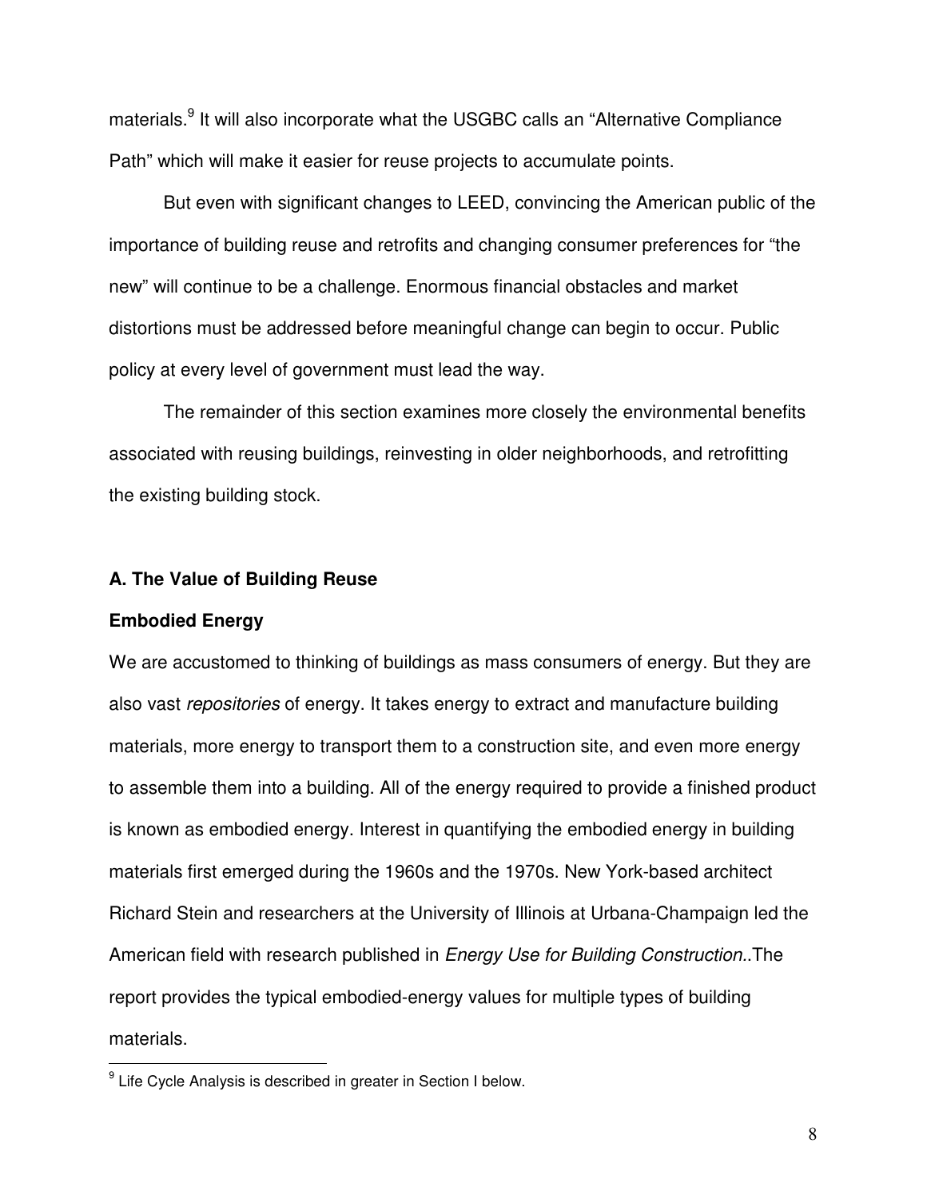materials.[9] It will also incorporate what the USGBC calls an "Alternative Compliance Path" which will make it easier for reuse projects to accumulate points.

But even with significant changes to LEED, convincing the American public of the importance of building reuse and retrofits and changing consumer preferences for "the new" will continue to be a challenge. Enormous financial obstacles and market distortions must be addressed before meaningful change can begin to occur. Public policy at every level of government must lead the way.

The remainder of this section examines more closely the environmental benefits associated with reusing buildings, reinvesting in older neighborhoods, and retrofitting the existing building stock.

**A. The Value of Building Reuse**

**Embodied Energy**

We are accustomed to thinking of buildings as mass consumers of energy. But they are also vast *repositories* of energy. It takes energy to extract and manufacture building materials, more energy to transport them to a construction site, and even more energy to assemble them into a building. All of the energy required to provide a finished product is known as embodied energy. Interest in quantifying the embodied energy in building materials first emerged during the 1960s and the 1970s. New York-based architect Richard Stein and researchers at the University of Illinois at Urbana-Champaign led the American field with research published in *Energy Use for Building Construction*..The report provides the typical embodied-energy values for multiple types of building materials.

[9] Life Cycle Analysis is described in greater in Section I below.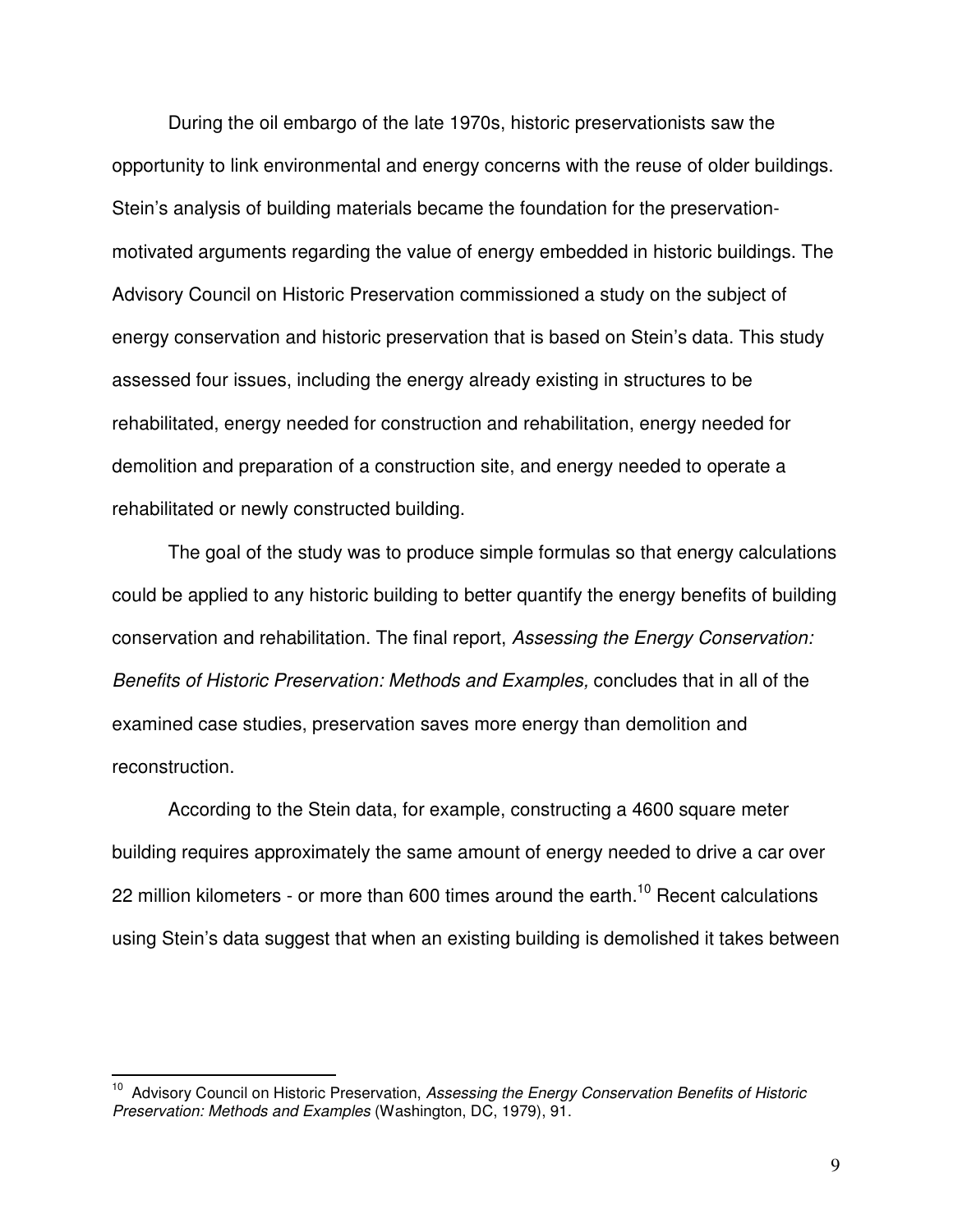During the oil embargo of the late 1970s, historic preservationists saw the opportunity to link environmental and energy concerns with the reuse of older buildings. Stein's analysis of building materials became the foundation for the preservation-motivated arguments regarding the value of energy embedded in historic buildings. The Advisory Council on Historic Preservation commissioned a study on the subject of energy conservation and historic preservation that is based on Stein's data. This study assessed four issues, including the energy already existing in structures to be rehabilitated, energy needed for construction and rehabilitation, energy needed for demolition and preparation of a construction site, and energy needed to operate a rehabilitated or newly constructed building.

The goal of the study was to produce simple formulas so that energy calculations could be applied to any historic building to better quantify the energy benefits of building conservation and rehabilitation. The final report, *Assessing the Energy Conservation: Benefits of Historic Preservation: Methods and Examples,* concludes that in all of the examined case studies, preservation saves more energy than demolition and reconstruction.

According to the Stein data, for example, constructing a 4600 square meter building requires approximately the same amount of energy needed to drive a car over 22 million kilometers - or more than 600 times around the earth.[10] Recent calculations using Stein's data suggest that when an existing building is demolished it takes between

---

[10] Advisory Council on Historic Preservation, *Assessing the Energy Conservation Benefits of Historic Preservation: Methods and Examples* (Washington, DC, 1979), 91.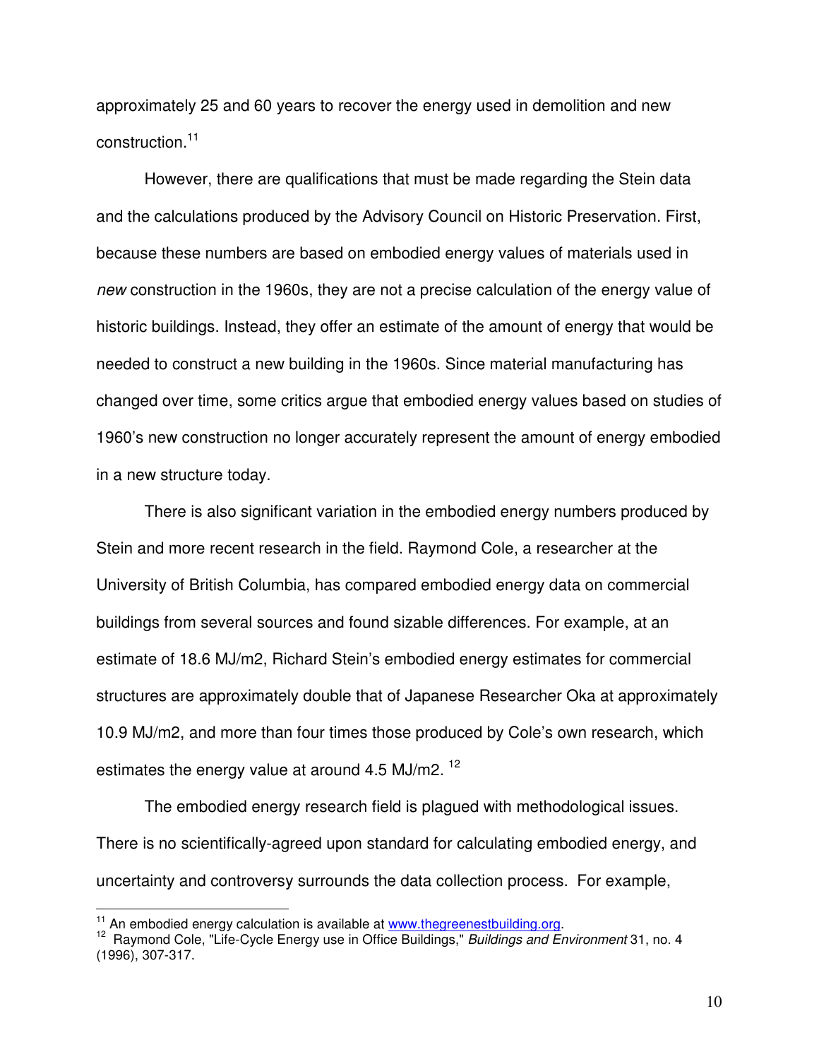approximately 25 and 60 years to recover the energy used in demolition and new construction.[11]

However, there are qualifications that must be made regarding the Stein data and the calculations produced by the Advisory Council on Historic Preservation. First, because these numbers are based on embodied energy values of materials used in *new* construction in the 1960s, they are not a precise calculation of the energy value of historic buildings. Instead, they offer an estimate of the amount of energy that would be needed to construct a new building in the 1960s. Since material manufacturing has changed over time, some critics argue that embodied energy values based on studies of 1960's new construction no longer accurately represent the amount of energy embodied in a new structure today.

There is also significant variation in the embodied energy numbers produced by Stein and more recent research in the field. Raymond Cole, a researcher at the University of British Columbia, has compared embodied energy data on commercial buildings from several sources and found sizable differences. For example, at an estimate of 18.6 MJ/m2, Richard Stein's embodied energy estimates for commercial structures are approximately double that of Japanese Researcher Oka at approximately 10.9 MJ/m2, and more than four times those produced by Cole's own research, which estimates the energy value at around 4.5 MJ/m2. [12]

The embodied energy research field is plagued with methodological issues. There is no scientifically-agreed upon standard for calculating embodied energy, and uncertainty and controversy surrounds the data collection process. For example,

---

[11] An embodied energy calculation is available at www.thegreenestbuilding.org.

[12] Raymond Cole, "Life-Cycle Energy use in Office Buildings," *Buildings and Environment* 31, no. 4 (1996), 307-317.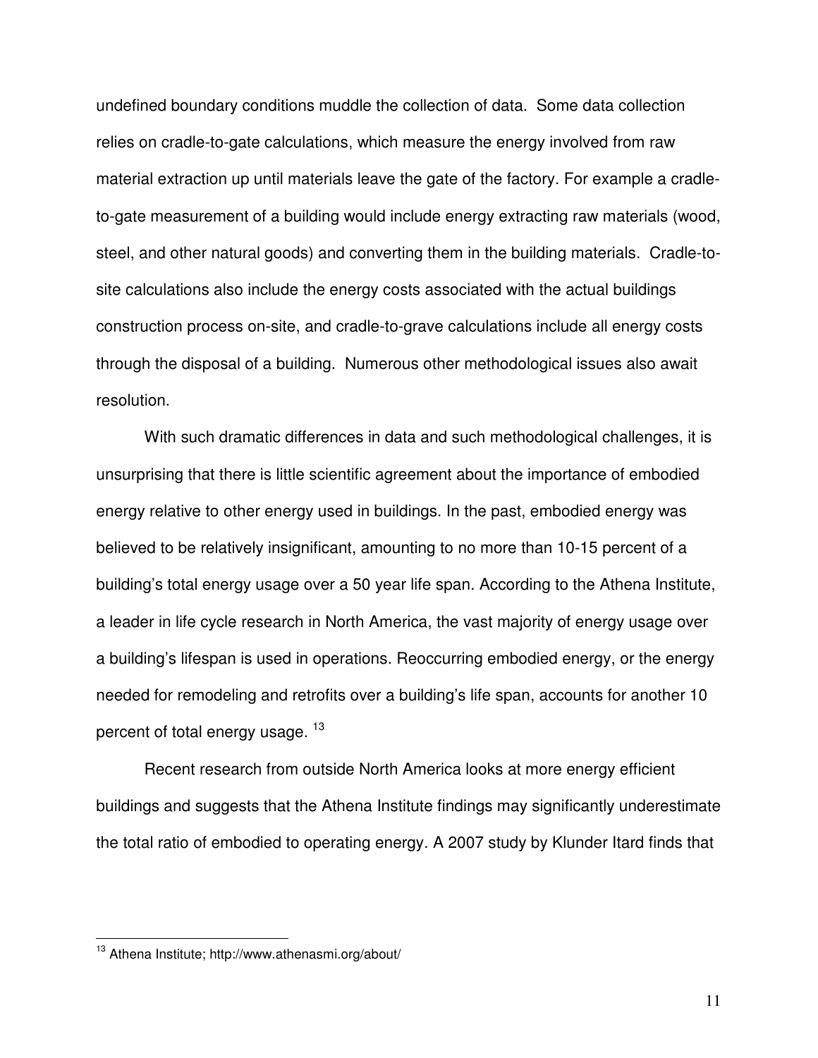undefined boundary conditions muddle the collection of data. Some data collection relies on cradle-to-gate calculations, which measure the energy involved from raw material extraction up until materials leave the gate of the factory. For example a cradle-to-gate measurement of a building would include energy extracting raw materials (wood, steel, and other natural goods) and converting them in the building materials. Cradle-to-site calculations also include the energy costs associated with the actual buildings construction process on-site, and cradle-to-grave calculations include all energy costs through the disposal of a building. Numerous other methodological issues also await resolution.

With such dramatic differences in data and such methodological challenges, it is unsurprising that there is little scientific agreement about the importance of embodied energy relative to other energy used in buildings. In the past, embodied energy was believed to be relatively insignificant, amounting to no more than 10-15 percent of a building's total energy usage over a 50 year life span. According to the Athena Institute, a leader in life cycle research in North America, the vast majority of energy usage over a building's lifespan is used in operations. Reoccurring embodied energy, or the energy needed for remodeling and retrofits over a building's life span, accounts for another 10 percent of total energy usage. [13]

Recent research from outside North America looks at more energy efficient buildings and suggests that the Athena Institute findings may significantly underestimate the total ratio of embodied to operating energy. A 2007 study by Klunder Itard finds that

---

[13] Athena Institute; http://www.athenasmi.org/about/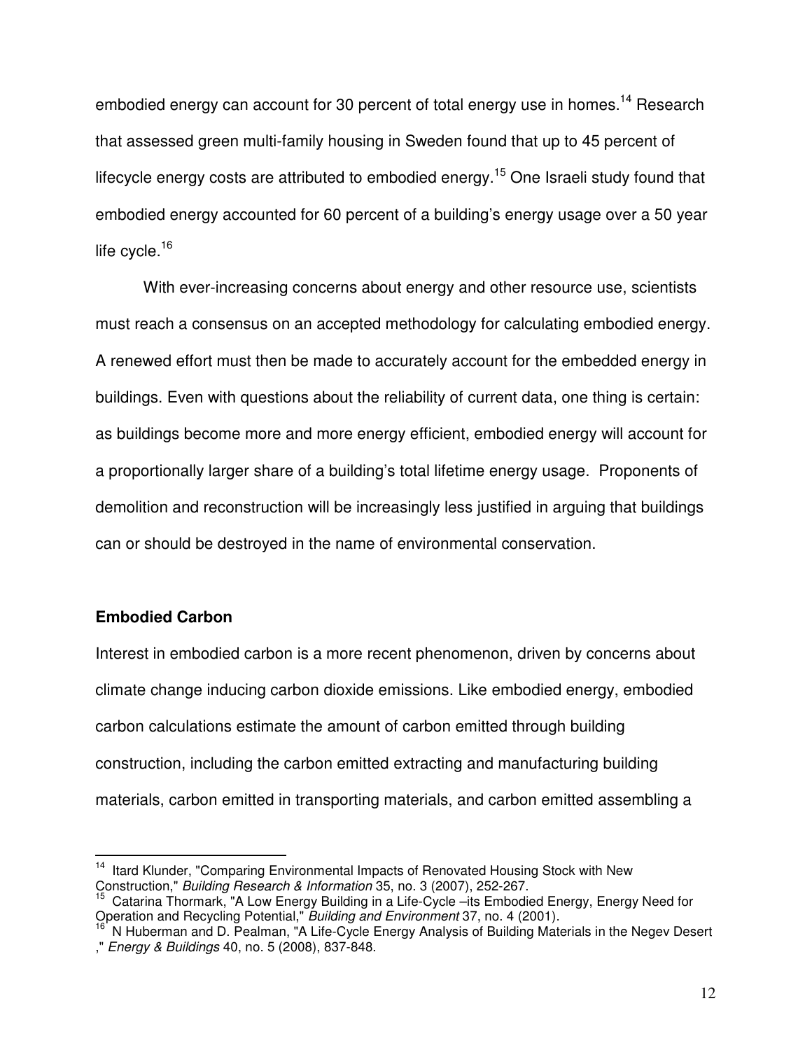embodied energy can account for 30 percent of total energy use in homes.[14] Research that assessed green multi-family housing in Sweden found that up to 45 percent of lifecycle energy costs are attributed to embodied energy.[15] One Israeli study found that embodied energy accounted for 60 percent of a building's energy usage over a 50 year life cycle.[16]

With ever-increasing concerns about energy and other resource use, scientists must reach a consensus on an accepted methodology for calculating embodied energy. A renewed effort must then be made to accurately account for the embedded energy in buildings. Even with questions about the reliability of current data, one thing is certain: as buildings become more and more energy efficient, embodied energy will account for a proportionally larger share of a building's total lifetime energy usage. Proponents of demolition and reconstruction will be increasingly less justified in arguing that buildings can or should be destroyed in the name of environmental conservation.

**Embodied Carbon**

Interest in embodied carbon is a more recent phenomenon, driven by concerns about climate change inducing carbon dioxide emissions. Like embodied energy, embodied carbon calculations estimate the amount of carbon emitted through building construction, including the carbon emitted extracting and manufacturing building materials, carbon emitted in transporting materials, and carbon emitted assembling a

---

[14] Itard Klunder, "Comparing Environmental Impacts of Renovated Housing Stock with New Construction," *Building Research & Information* 35, no. 3 (2007), 252-267.

[15] Catarina Thormark, "A Low Energy Building in a Life-Cycle –its Embodied Energy, Energy Need for Operation and Recycling Potential," *Building and Environment* 37, no. 4 (2001).

[16] N Huberman and D. Pealman, "A Life-Cycle Energy Analysis of Building Materials in the Negev Desert ," *Energy & Buildings* 40, no. 5 (2008), 837-848.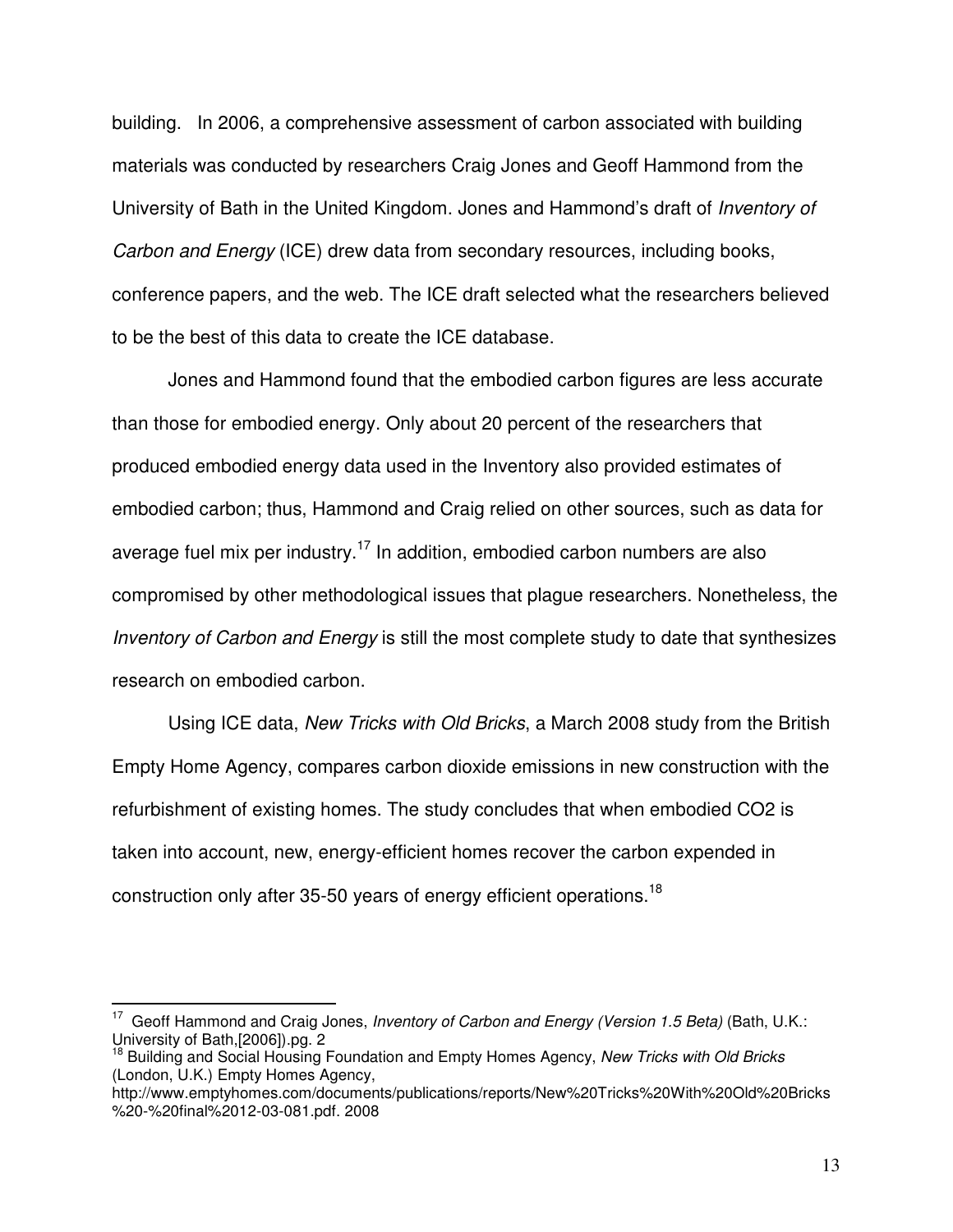building. In 2006, a comprehensive assessment of carbon associated with building materials was conducted by researchers Craig Jones and Geoff Hammond from the University of Bath in the United Kingdom. Jones and Hammond's draft of *Inventory of Carbon and Energy* (ICE) drew data from secondary resources, including books, conference papers, and the web. The ICE draft selected what the researchers believed to be the best of this data to create the ICE database.

Jones and Hammond found that the embodied carbon figures are less accurate than those for embodied energy. Only about 20 percent of the researchers that produced embodied energy data used in the Inventory also provided estimates of embodied carbon; thus, Hammond and Craig relied on other sources, such as data for average fuel mix per industry.[17] In addition, embodied carbon numbers are also compromised by other methodological issues that plague researchers. Nonetheless, the *Inventory of Carbon and Energy* is still the most complete study to date that synthesizes research on embodied carbon.

Using ICE data, *New Tricks with Old Bricks*, a March 2008 study from the British Empty Home Agency, compares carbon dioxide emissions in new construction with the refurbishment of existing homes. The study concludes that when embodied CO2 is taken into account, new, energy-efficient homes recover the carbon expended in construction only after 35-50 years of energy efficient operations.[18]

---

[17] Geoff Hammond and Craig Jones, *Inventory of Carbon and Energy (Version 1.5 Beta)* (Bath, U.K.: University of Bath,[2006]).pg. 2

[18] Building and Social Housing Foundation and Empty Homes Agency, *New Tricks with Old Bricks* (London, U.K.) Empty Homes Agency, http://www.emptyhomes.com/documents/publications/reports/New%20Tricks%20With%20Old%20Bricks%20-%20final%2012-03-081.pdf. 2008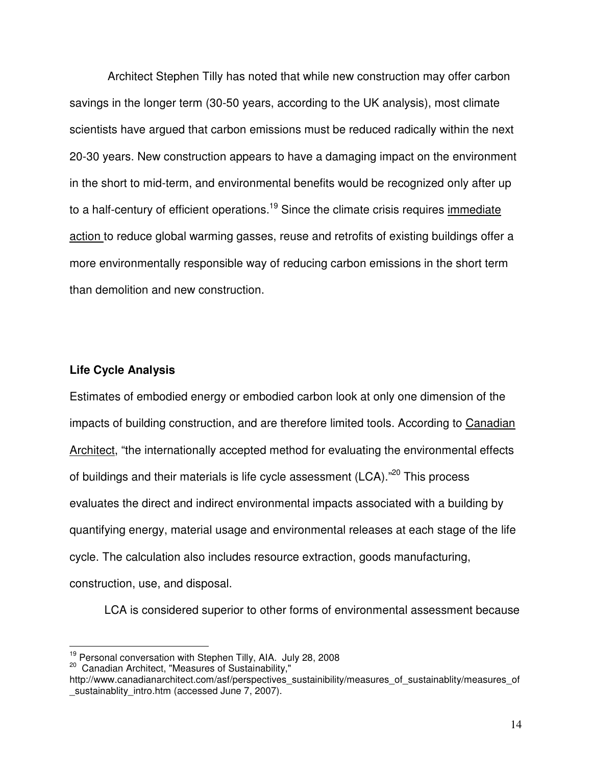Architect Stephen Tilly has noted that while new construction may offer carbon savings in the longer term (30-50 years, according to the UK analysis), most climate scientists have argued that carbon emissions must be reduced radically within the next 20-30 years. New construction appears to have a damaging impact on the environment in the short to mid-term, and environmental benefits would be recognized only after up to a half-century of efficient operations.[19] Since the climate crisis requires immediate action to reduce global warming gasses, reuse and retrofits of existing buildings offer a more environmentally responsible way of reducing carbon emissions in the short term than demolition and new construction.

**Life Cycle Analysis**

Estimates of embodied energy or embodied carbon look at only one dimension of the impacts of building construction, and are therefore limited tools. According to Canadian Architect, "the internationally accepted method for evaluating the environmental effects of buildings and their materials is life cycle assessment (LCA)."[20] This process evaluates the direct and indirect environmental impacts associated with a building by quantifying energy, material usage and environmental releases at each stage of the life cycle. The calculation also includes resource extraction, goods manufacturing, construction, use, and disposal.

LCA is considered superior to other forms of environmental assessment because

---

[19] Personal conversation with Stephen Tilly, AIA. July 28, 2008

[20] Canadian Architect, "Measures of Sustainability," http://www.canadianarchitect.com/asf/perspectives_sustainibility/measures_of_sustainablity/measures_of_sustainablity_intro.htm (accessed June 7, 2007).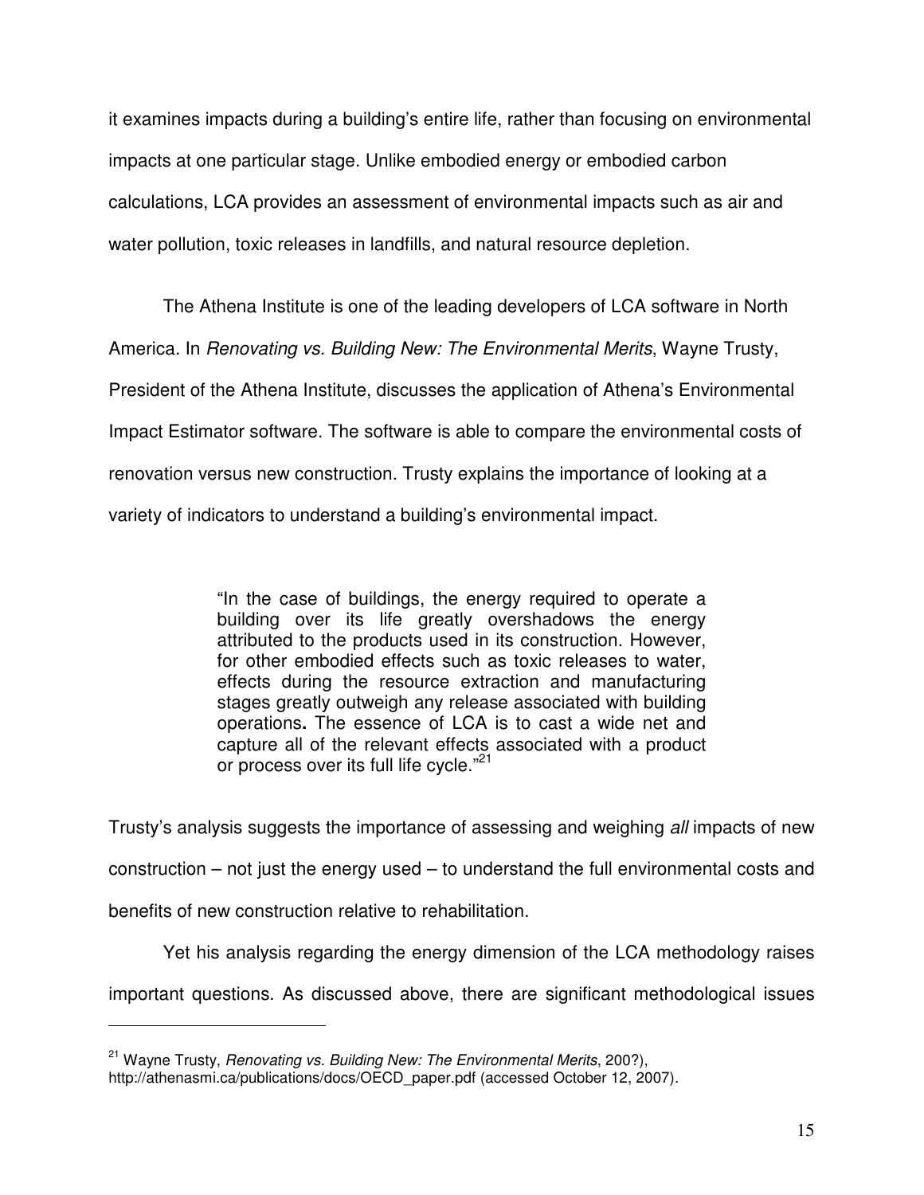it examines impacts during a building's entire life, rather than focusing on environmental impacts at one particular stage. Unlike embodied energy or embodied carbon calculations, LCA provides an assessment of environmental impacts such as air and water pollution, toxic releases in landfills, and natural resource depletion.

The Athena Institute is one of the leading developers of LCA software in North America. In *Renovating vs. Building New: The Environmental Merits*, Wayne Trusty, President of the Athena Institute, discusses the application of Athena's Environmental Impact Estimator software. The software is able to compare the environmental costs of renovation versus new construction. Trusty explains the importance of looking at a variety of indicators to understand a building's environmental impact.

> "In the case of buildings, the energy required to operate a building over its life greatly overshadows the energy attributed to the products used in its construction. However, for other embodied effects such as toxic releases to water, effects during the resource extraction and manufacturing stages greatly outweigh any release associated with building operations**.** The essence of LCA is to cast a wide net and capture all of the relevant effects associated with a product or process over its full life cycle."[21]

Trusty's analysis suggests the importance of assessing and weighing *all* impacts of new construction – not just the energy used – to understand the full environmental costs and benefits of new construction relative to rehabilitation.

Yet his analysis regarding the energy dimension of the LCA methodology raises important questions. As discussed above, there are significant methodological issues

---

[21] Wayne Trusty, *Renovating vs. Building New: The Environmental Merits*, 200?), http://athenasmi.ca/publications/docs/OECD_paper.pdf (accessed October 12, 2007).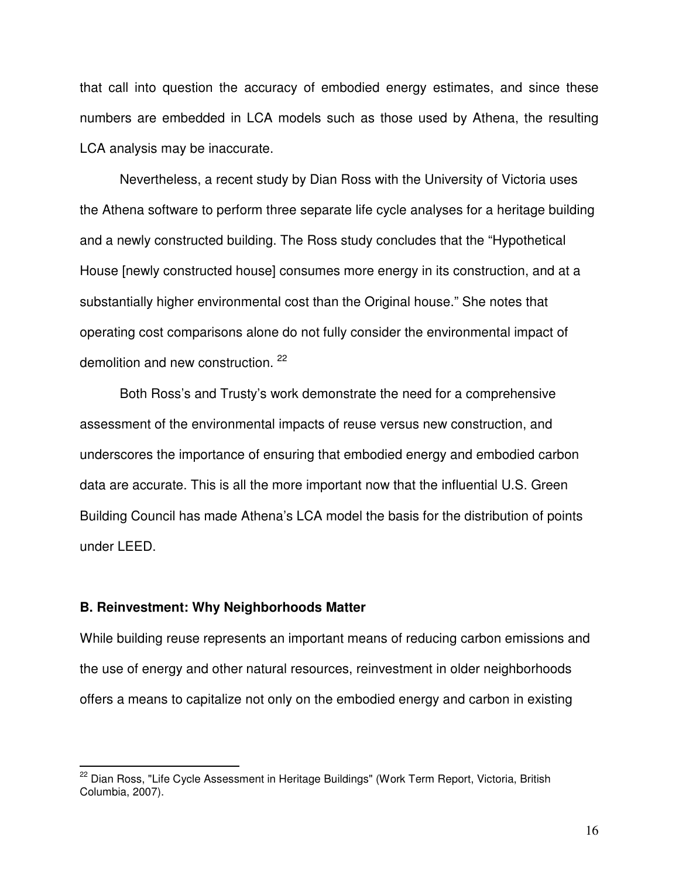that call into question the accuracy of embodied energy estimates, and since these numbers are embedded in LCA models such as those used by Athena, the resulting LCA analysis may be inaccurate.

Nevertheless, a recent study by Dian Ross with the University of Victoria uses the Athena software to perform three separate life cycle analyses for a heritage building and a newly constructed building. The Ross study concludes that the "Hypothetical House [newly constructed house] consumes more energy in its construction, and at a substantially higher environmental cost than the Original house." She notes that operating cost comparisons alone do not fully consider the environmental impact of demolition and new construction. [22]

Both Ross's and Trusty's work demonstrate the need for a comprehensive assessment of the environmental impacts of reuse versus new construction, and underscores the importance of ensuring that embodied energy and embodied carbon data are accurate. This is all the more important now that the influential U.S. Green Building Council has made Athena's LCA model the basis for the distribution of points under LEED.

### B. Reinvestment: Why Neighborhoods Matter

While building reuse represents an important means of reducing carbon emissions and the use of energy and other natural resources, reinvestment in older neighborhoods offers a means to capitalize not only on the embodied energy and carbon in existing

---

[22] Dian Ross, "Life Cycle Assessment in Heritage Buildings" (Work Term Report, Victoria, British Columbia, 2007).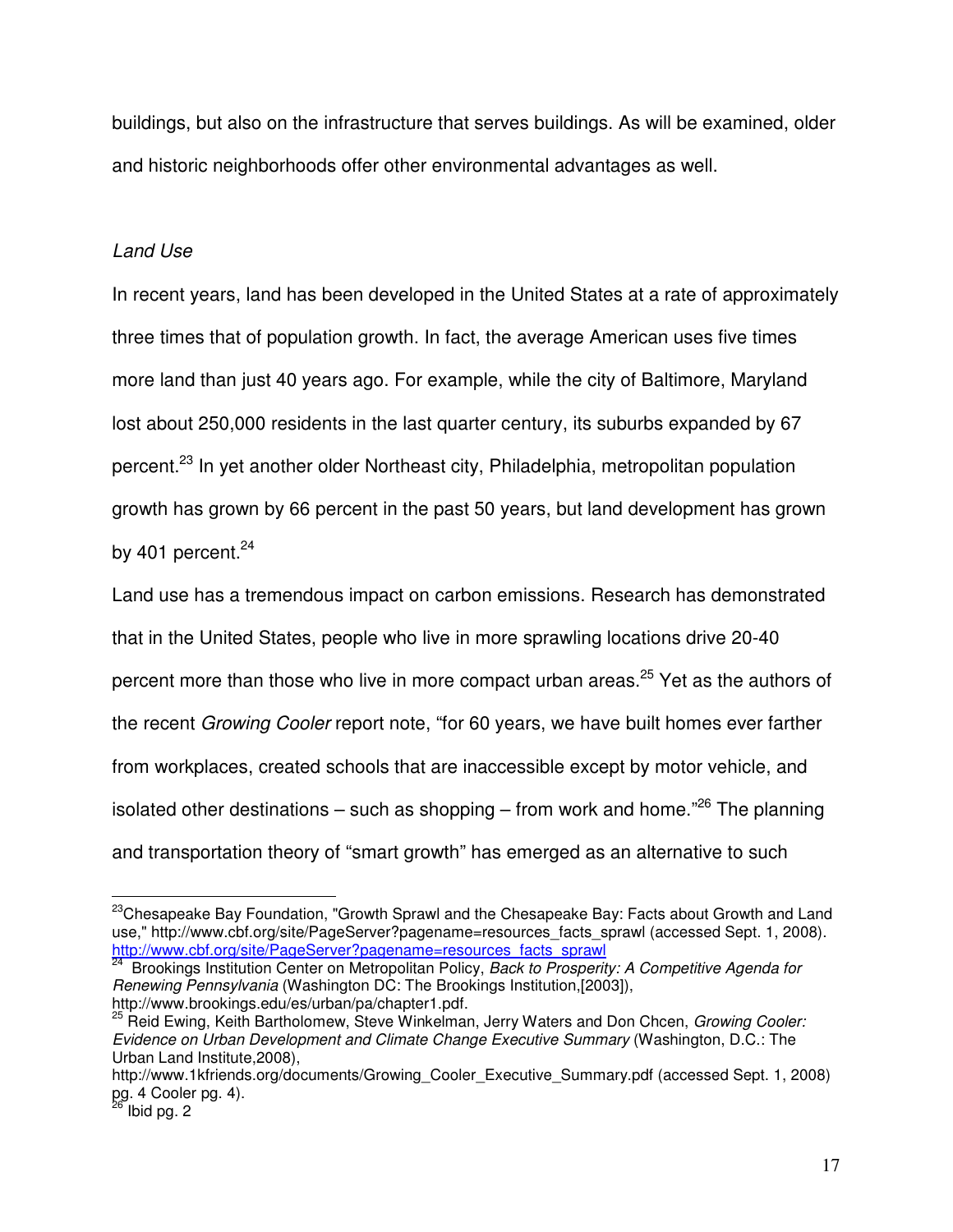buildings, but also on the infrastructure that serves buildings. As will be examined, older and historic neighborhoods offer other environmental advantages as well.

*Land Use*

In recent years, land has been developed in the United States at a rate of approximately three times that of population growth. In fact, the average American uses five times more land than just 40 years ago. For example, while the city of Baltimore, Maryland lost about 250,000 residents in the last quarter century, its suburbs expanded by 67 percent.[23] In yet another older Northeast city, Philadelphia, metropolitan population growth has grown by 66 percent in the past 50 years, but land development has grown by 401 percent.[24]

Land use has a tremendous impact on carbon emissions. Research has demonstrated that in the United States, people who live in more sprawling locations drive 20-40 percent more than those who live in more compact urban areas.[25] Yet as the authors of the recent *Growing Cooler* report note, "for 60 years, we have built homes ever farther from workplaces, created schools that are inaccessible except by motor vehicle, and isolated other destinations – such as shopping – from work and home."[26] The planning and transportation theory of "smart growth" has emerged as an alternative to such

---

[23] Chesapeake Bay Foundation, "Growth Sprawl and the Chesapeake Bay: Facts about Growth and Land use," http://www.cbf.org/site/PageServer?pagename=resources_facts_sprawl (accessed Sept. 1, 2008). http://www.cbf.org/site/PageServer?pagename=resources_facts_sprawl

[24] Brookings Institution Center on Metropolitan Policy, *Back to Prosperity: A Competitive Agenda for Renewing Pennsylvania* (Washington DC: The Brookings Institution,[2003]), http://www.brookings.edu/es/urban/pa/chapter1.pdf.

[25] Reid Ewing, Keith Bartholomew, Steve Winkelman, Jerry Waters and Don Chcen, *Growing Cooler: Evidence on Urban Development and Climate Change Executive Summary* (Washington, D.C.: The Urban Land Institute,2008), http://www.1kfriends.org/documents/Growing_Cooler_Executive_Summary.pdf (accessed Sept. 1, 2008) pg. 4 Cooler pg. 4).

[26] Ibid pg. 2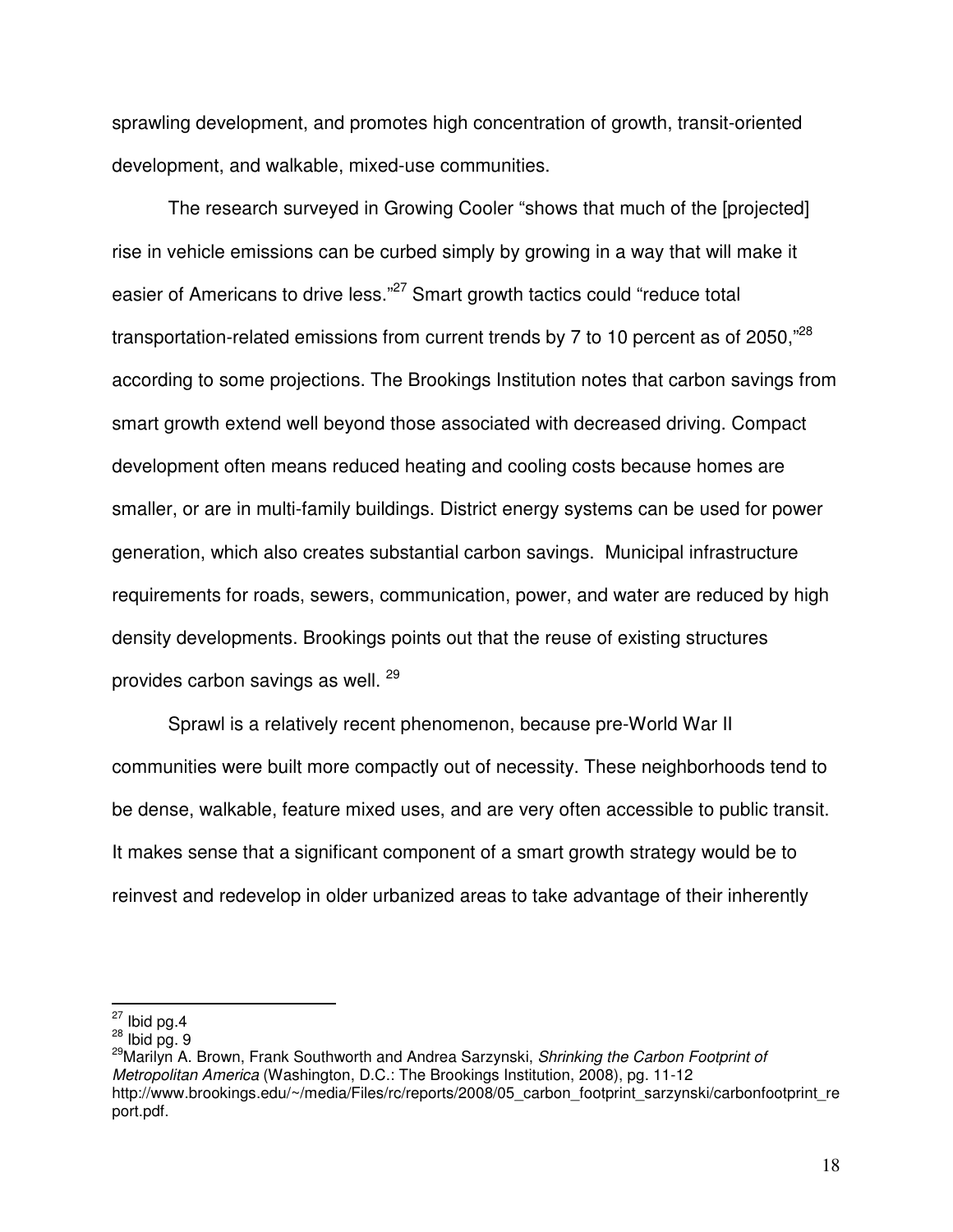sprawling development, and promotes high concentration of growth, transit-oriented development, and walkable, mixed-use communities.

The research surveyed in Growing Cooler "shows that much of the [projected] rise in vehicle emissions can be curbed simply by growing in a way that will make it easier of Americans to drive less."[27] Smart growth tactics could "reduce total transportation-related emissions from current trends by 7 to 10 percent as of 2050,"[28] according to some projections. The Brookings Institution notes that carbon savings from smart growth extend well beyond those associated with decreased driving. Compact development often means reduced heating and cooling costs because homes are smaller, or are in multi-family buildings. District energy systems can be used for power generation, which also creates substantial carbon savings. Municipal infrastructure requirements for roads, sewers, communication, power, and water are reduced by high density developments. Brookings points out that the reuse of existing structures provides carbon savings as well. [29]

Sprawl is a relatively recent phenomenon, because pre-World War II communities were built more compactly out of necessity. These neighborhoods tend to be dense, walkable, feature mixed uses, and are very often accessible to public transit. It makes sense that a significant component of a smart growth strategy would be to reinvest and redevelop in older urbanized areas to take advantage of their inherently

---

[27] Ibid pg.4

[28] Ibid pg. 9

[29] Marilyn A. Brown, Frank Southworth and Andrea Sarzynski, *Shrinking the Carbon Footprint of Metropolitan America* (Washington, D.C.: The Brookings Institution, 2008), pg. 11-12 http://www.brookings.edu/~/media/Files/rc/reports/2008/05_carbon_footprint_sarzynski/carbonfootprint_report.pdf.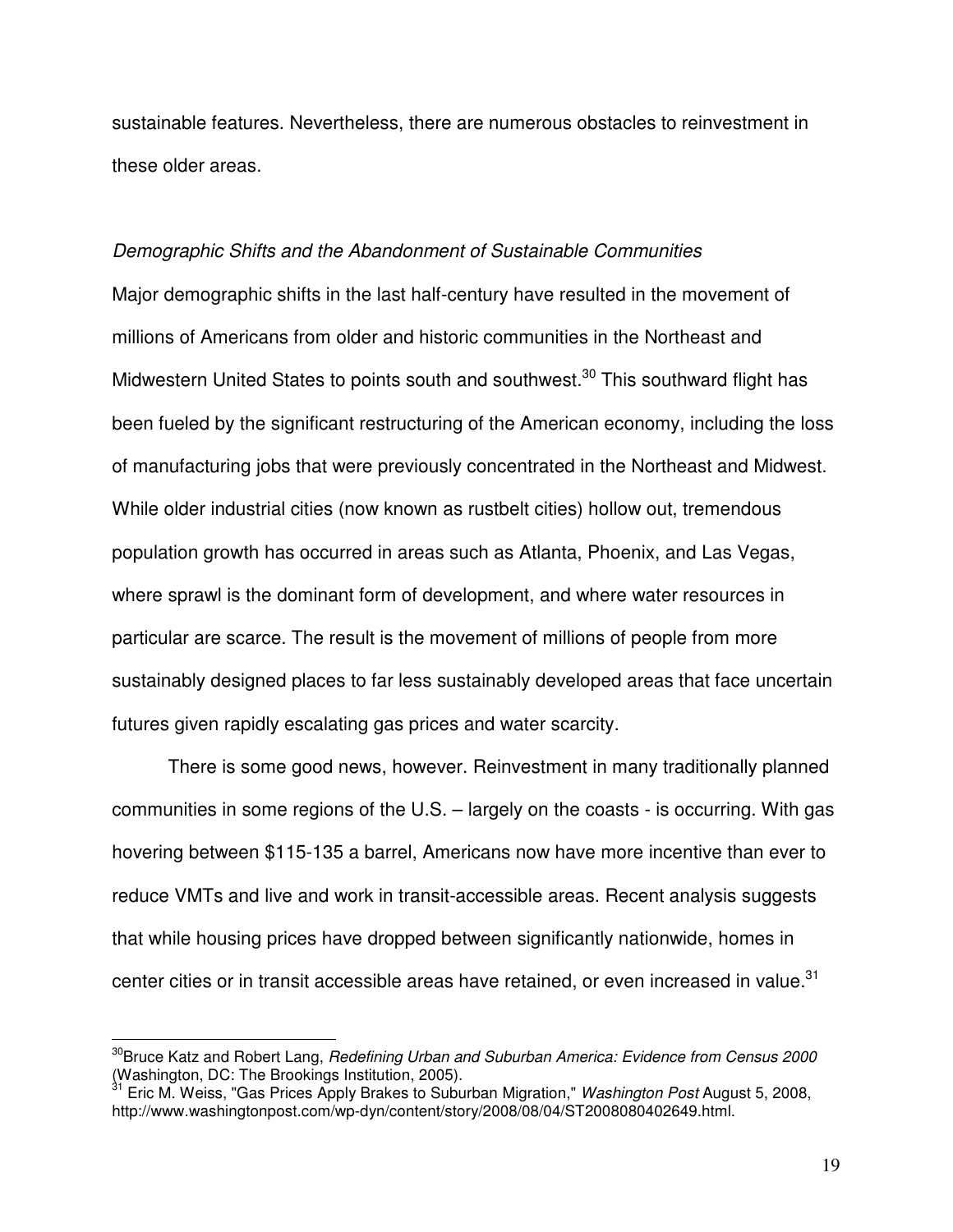sustainable features. Nevertheless, there are numerous obstacles to reinvestment in these older areas.

*Demographic Shifts and the Abandonment of Sustainable Communities*

Major demographic shifts in the last half-century have resulted in the movement of millions of Americans from older and historic communities in the Northeast and Midwestern United States to points south and southwest.[30] This southward flight has been fueled by the significant restructuring of the American economy, including the loss of manufacturing jobs that were previously concentrated in the Northeast and Midwest. While older industrial cities (now known as rustbelt cities) hollow out, tremendous population growth has occurred in areas such as Atlanta, Phoenix, and Las Vegas, where sprawl is the dominant form of development, and where water resources in particular are scarce. The result is the movement of millions of people from more sustainably designed places to far less sustainably developed areas that face uncertain futures given rapidly escalating gas prices and water scarcity.

There is some good news, however. Reinvestment in many traditionally planned communities in some regions of the U.S. – largely on the coasts - is occurring. With gas hovering between $115-135 a barrel, Americans now have more incentive than ever to reduce VMTs and live and work in transit-accessible areas. Recent analysis suggests that while housing prices have dropped between significantly nationwide, homes in center cities or in transit accessible areas have retained, or even increased in value.[31]

---

[30] Bruce Katz and Robert Lang, *Redefining Urban and Suburban America: Evidence from Census 2000* (Washington, DC: The Brookings Institution, 2005).

[31] Eric M. Weiss, "Gas Prices Apply Brakes to Suburban Migration," *Washington Post* August 5, 2008, http://www.washingtonpost.com/wp-dyn/content/story/2008/08/04/ST2008080402649.html.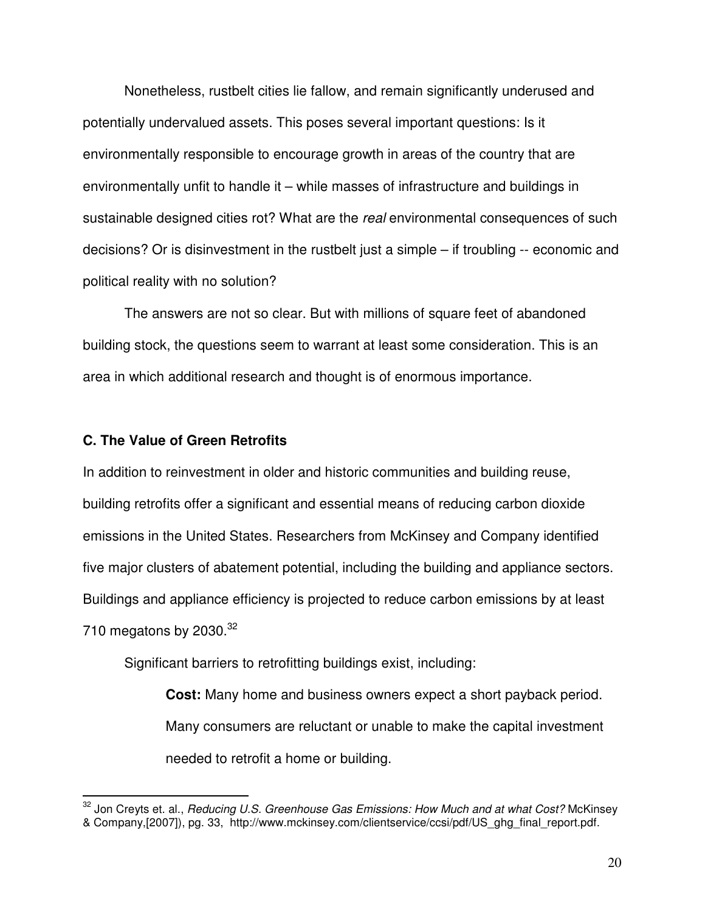Nonetheless, rustbelt cities lie fallow, and remain significantly underused and potentially undervalued assets. This poses several important questions: Is it environmentally responsible to encourage growth in areas of the country that are environmentally unfit to handle it – while masses of infrastructure and buildings in sustainable designed cities rot? What are the *real* environmental consequences of such decisions? Or is disinvestment in the rustbelt just a simple – if troubling -- economic and political reality with no solution?

The answers are not so clear. But with millions of square feet of abandoned building stock, the questions seem to warrant at least some consideration. This is an area in which additional research and thought is of enormous importance.

### C. The Value of Green Retrofits

In addition to reinvestment in older and historic communities and building reuse, building retrofits offer a significant and essential means of reducing carbon dioxide emissions in the United States. Researchers from McKinsey and Company identified five major clusters of abatement potential, including the building and appliance sectors. Buildings and appliance efficiency is projected to reduce carbon emissions by at least 710 megatons by 2030.[32]

Significant barriers to retrofitting buildings exist, including:

> **Cost:** Many home and business owners expect a short payback period. Many consumers are reluctant or unable to make the capital investment needed to retrofit a home or building.

---

[32] Jon Creyts et. al., *Reducing U.S. Greenhouse Gas Emissions: How Much and at what Cost?* McKinsey & Company,[2007]), pg. 33, http://www.mckinsey.com/clientservice/ccsi/pdf/US_ghg_final_report.pdf.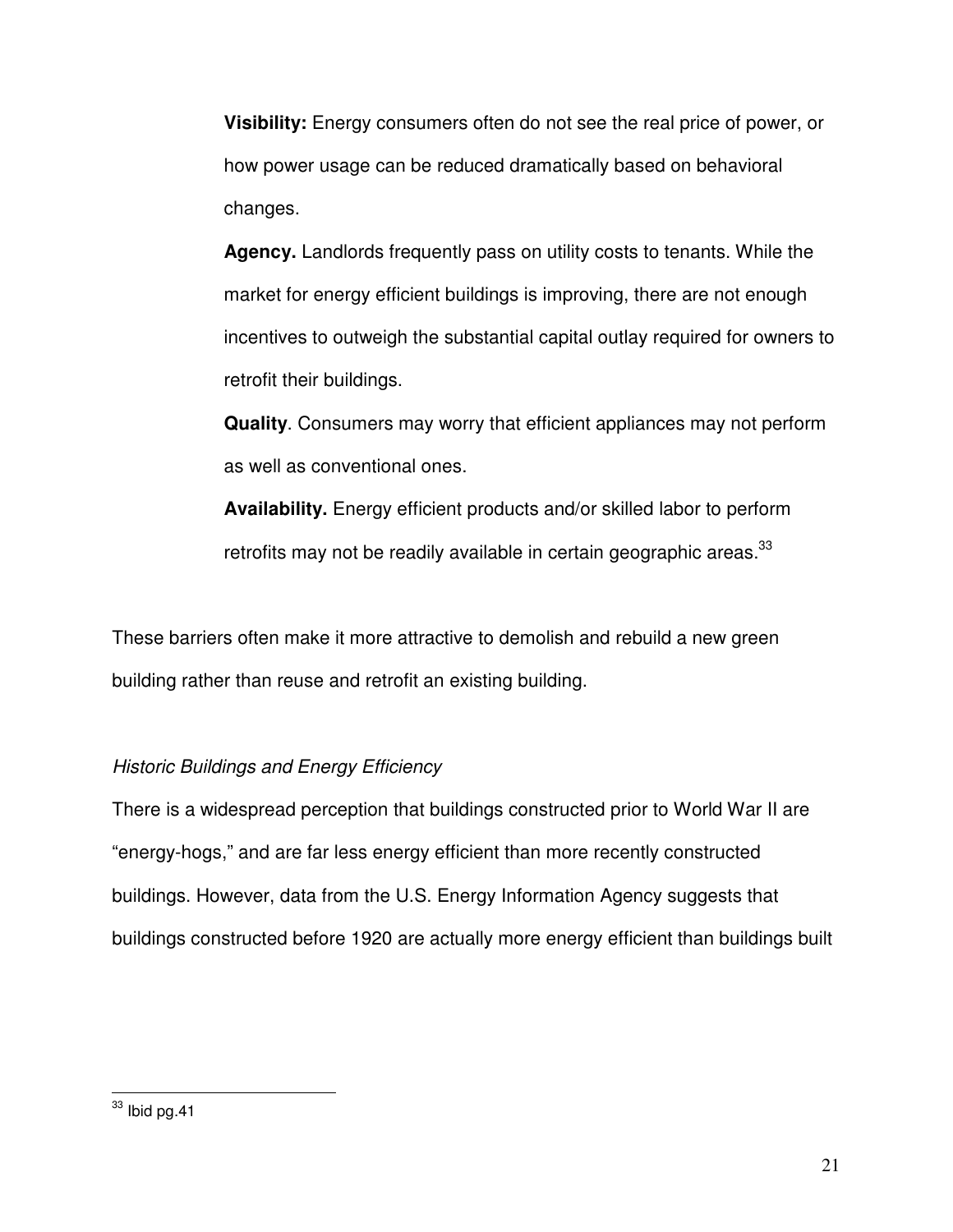**Visibility:** Energy consumers often do not see the real price of power, or how power usage can be reduced dramatically based on behavioral changes.

**Agency.** Landlords frequently pass on utility costs to tenants. While the market for energy efficient buildings is improving, there are not enough incentives to outweigh the substantial capital outlay required for owners to retrofit their buildings.

**Quality**. Consumers may worry that efficient appliances may not perform as well as conventional ones.

**Availability.** Energy efficient products and/or skilled labor to perform retrofits may not be readily available in certain geographic areas.[33]

These barriers often make it more attractive to demolish and rebuild a new green building rather than reuse and retrofit an existing building.

*Historic Buildings and Energy Efficiency*

There is a widespread perception that buildings constructed prior to World War II are "energy-hogs," and are far less energy efficient than more recently constructed buildings. However, data from the U.S. Energy Information Agency suggests that buildings constructed before 1920 are actually more energy efficient than buildings built

[33] Ibid pg.41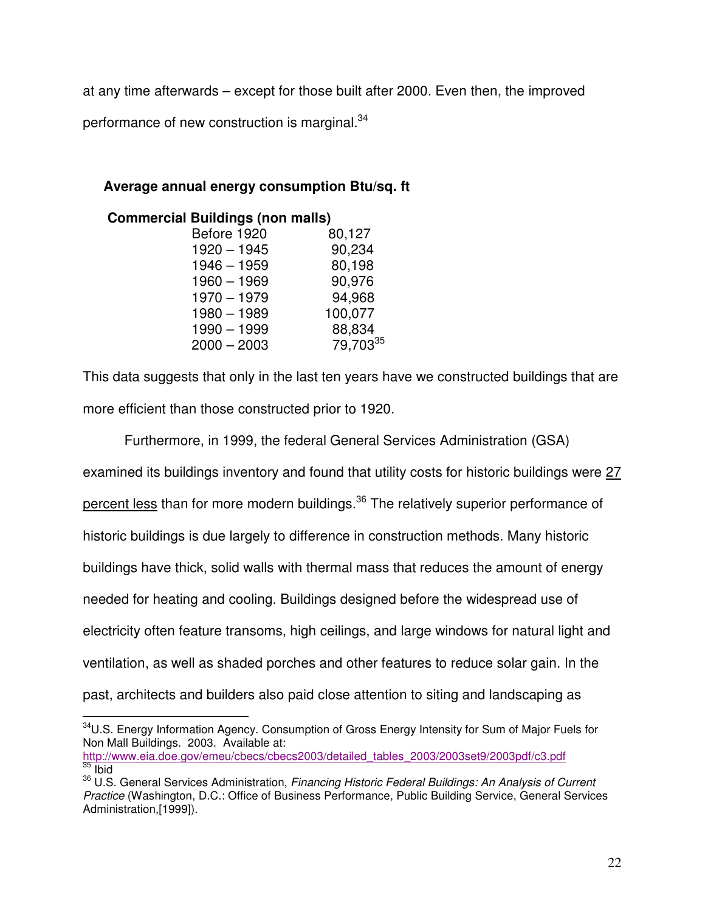at any time afterwards – except for those built after 2000. Even then, the improved performance of new construction is marginal.[34]

**Average annual energy consumption Btu/sq. ft**

| **Commercial Buildings (non malls)** | |
|---|---|
| Before 1920 | 80,127 |
| 1920 – 1945 | 90,234 |
| 1946 – 1959 | 80,198 |
| 1960 – 1969 | 90,976 |
| 1970 – 1979 | 94,968 |
| 1980 – 1989 | 100,077 |
| 1990 – 1999 | 88,834 |
| 2000 – 2003 | 79,703[35] |

This data suggests that only in the last ten years have we constructed buildings that are more efficient than those constructed prior to 1920.

Furthermore, in 1999, the federal General Services Administration (GSA) examined its buildings inventory and found that utility costs for historic buildings were <u>27 percent less</u> than for more modern buildings.[36] The relatively superior performance of historic buildings is due largely to difference in construction methods. Many historic buildings have thick, solid walls with thermal mass that reduces the amount of energy needed for heating and cooling. Buildings designed before the widespread use of electricity often feature transoms, high ceilings, and large windows for natural light and ventilation, as well as shaded porches and other features to reduce solar gain. In the past, architects and builders also paid close attention to siting and landscaping as

---

[34] U.S. Energy Information Agency. Consumption of Gross Energy Intensity for Sum of Major Fuels for Non Mall Buildings. 2003. Available at: http://www.eia.doe.gov/emeu/cbecs/cbecs2003/detailed_tables_2003/2003set9/2003pdf/c3.pdf

[35] Ibid

[36] U.S. General Services Administration, *Financing Historic Federal Buildings: An Analysis of Current Practice* (Washington, D.C.: Office of Business Performance, Public Building Service, General Services Administration,[1999]).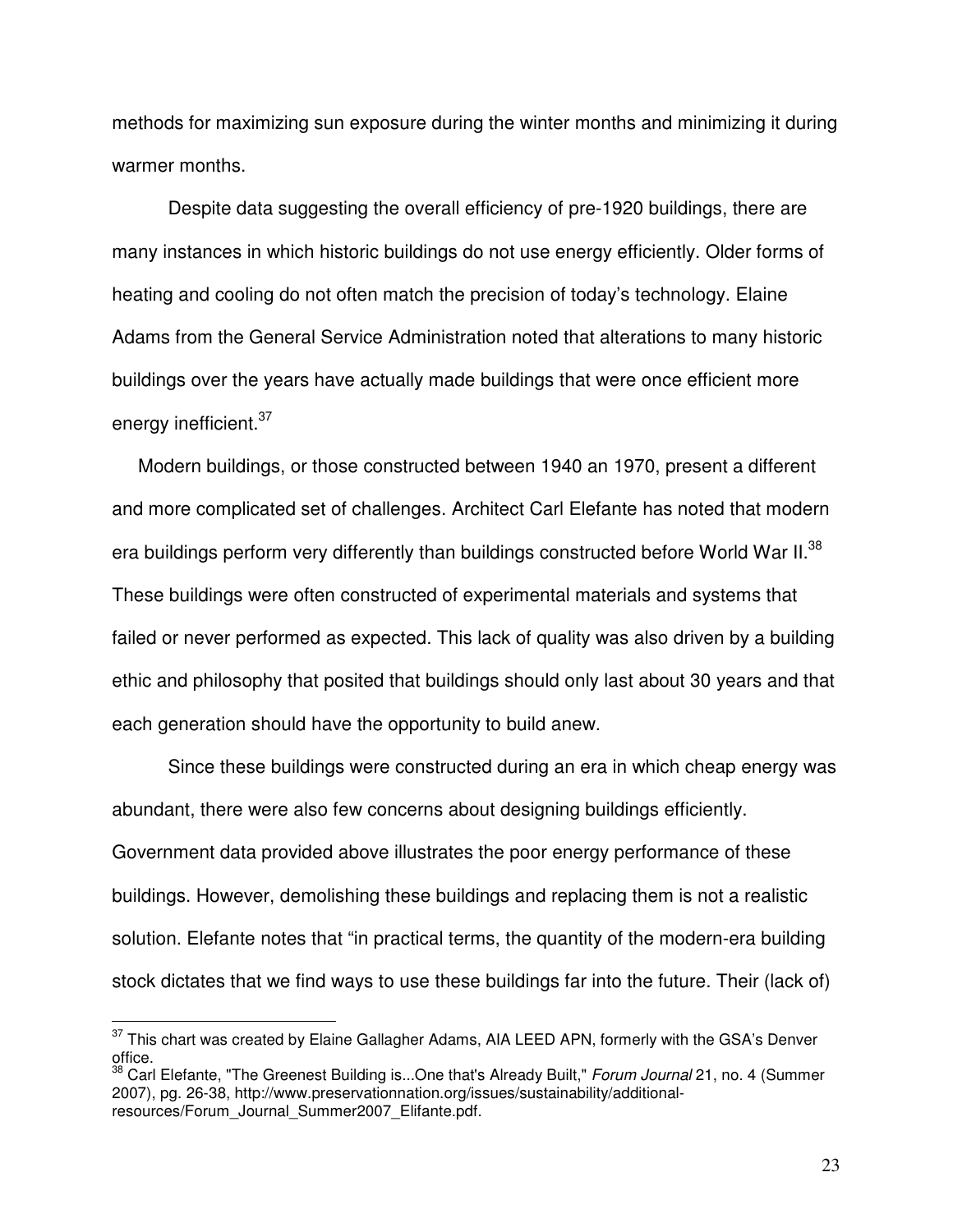methods for maximizing sun exposure during the winter months and minimizing it during warmer months.

Despite data suggesting the overall efficiency of pre-1920 buildings, there are many instances in which historic buildings do not use energy efficiently. Older forms of heating and cooling do not often match the precision of today's technology. Elaine Adams from the General Service Administration noted that alterations to many historic buildings over the years have actually made buildings that were once efficient more energy inefficient.[37]

Modern buildings, or those constructed between 1940 an 1970, present a different and more complicated set of challenges. Architect Carl Elefante has noted that modern era buildings perform very differently than buildings constructed before World War II.[38] These buildings were often constructed of experimental materials and systems that failed or never performed as expected. This lack of quality was also driven by a building ethic and philosophy that posited that buildings should only last about 30 years and that each generation should have the opportunity to build anew.

Since these buildings were constructed during an era in which cheap energy was abundant, there were also few concerns about designing buildings efficiently. Government data provided above illustrates the poor energy performance of these buildings. However, demolishing these buildings and replacing them is not a realistic solution. Elefante notes that "in practical terms, the quantity of the modern-era building stock dictates that we find ways to use these buildings far into the future. Their (lack of)

---

[37] This chart was created by Elaine Gallagher Adams, AIA LEED APN, formerly with the GSA's Denver office.

[38] Carl Elefante, "The Greenest Building is...One that's Already Built," *Forum Journal* 21, no. 4 (Summer 2007), pg. 26-38, http://www.preservationnation.org/issues/sustainability/additional-resources/Forum_Journal_Summer2007_Elifante.pdf.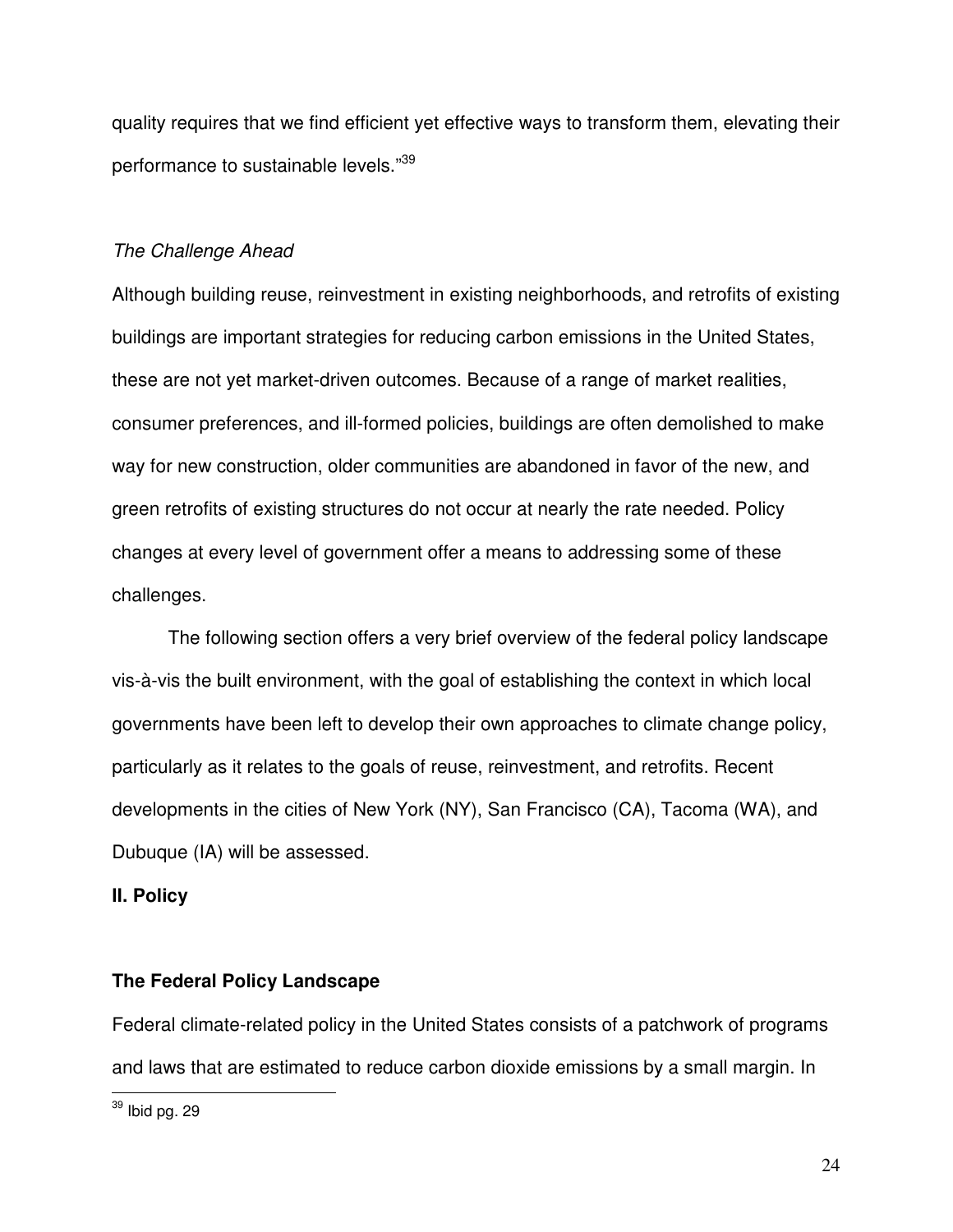quality requires that we find efficient yet effective ways to transform them, elevating their performance to sustainable levels."[39]

*The Challenge Ahead*

Although building reuse, reinvestment in existing neighborhoods, and retrofits of existing buildings are important strategies for reducing carbon emissions in the United States, these are not yet market-driven outcomes. Because of a range of market realities, consumer preferences, and ill-formed policies, buildings are often demolished to make way for new construction, older communities are abandoned in favor of the new, and green retrofits of existing structures do not occur at nearly the rate needed. Policy changes at every level of government offer a means to addressing some of these challenges.

The following section offers a very brief overview of the federal policy landscape vis-à-vis the built environment, with the goal of establishing the context in which local governments have been left to develop their own approaches to climate change policy, particularly as it relates to the goals of reuse, reinvestment, and retrofits. Recent developments in the cities of New York (NY), San Francisco (CA), Tacoma (WA), and Dubuque (IA) will be assessed.

## II. Policy

### The Federal Policy Landscape

Federal climate-related policy in the United States consists of a patchwork of programs and laws that are estimated to reduce carbon dioxide emissions by a small margin. In

[39] Ibid pg. 29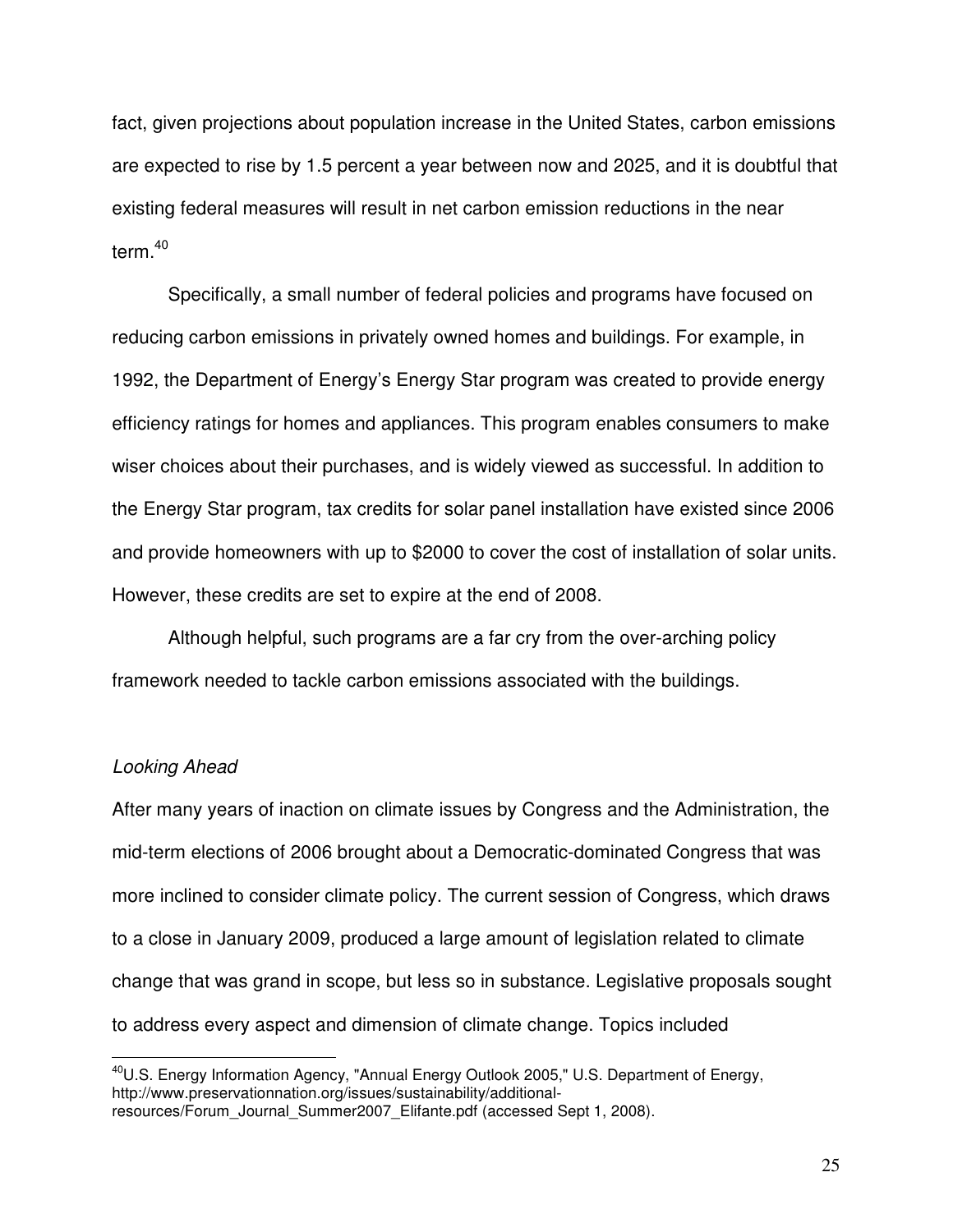fact, given projections about population increase in the United States, carbon emissions are expected to rise by 1.5 percent a year between now and 2025, and it is doubtful that existing federal measures will result in net carbon emission reductions in the near term.[40]

Specifically, a small number of federal policies and programs have focused on reducing carbon emissions in privately owned homes and buildings. For example, in 1992, the Department of Energy's Energy Star program was created to provide energy efficiency ratings for homes and appliances. This program enables consumers to make wiser choices about their purchases, and is widely viewed as successful. In addition to the Energy Star program, tax credits for solar panel installation have existed since 2006 and provide homeowners with up to $2000 to cover the cost of installation of solar units. However, these credits are set to expire at the end of 2008.

Although helpful, such programs are a far cry from the over-arching policy framework needed to tackle carbon emissions associated with the buildings.

*Looking Ahead*

After many years of inaction on climate issues by Congress and the Administration, the mid-term elections of 2006 brought about a Democratic-dominated Congress that was more inclined to consider climate policy. The current session of Congress, which draws to a close in January 2009, produced a large amount of legislation related to climate change that was grand in scope, but less so in substance. Legislative proposals sought to address every aspect and dimension of climate change. Topics included

---

[40]U.S. Energy Information Agency, "Annual Energy Outlook 2005," U.S. Department of Energy, http://www.preservationnation.org/issues/sustainability/additional-resources/Forum_Journal_Summer2007_Elifante.pdf (accessed Sept 1, 2008).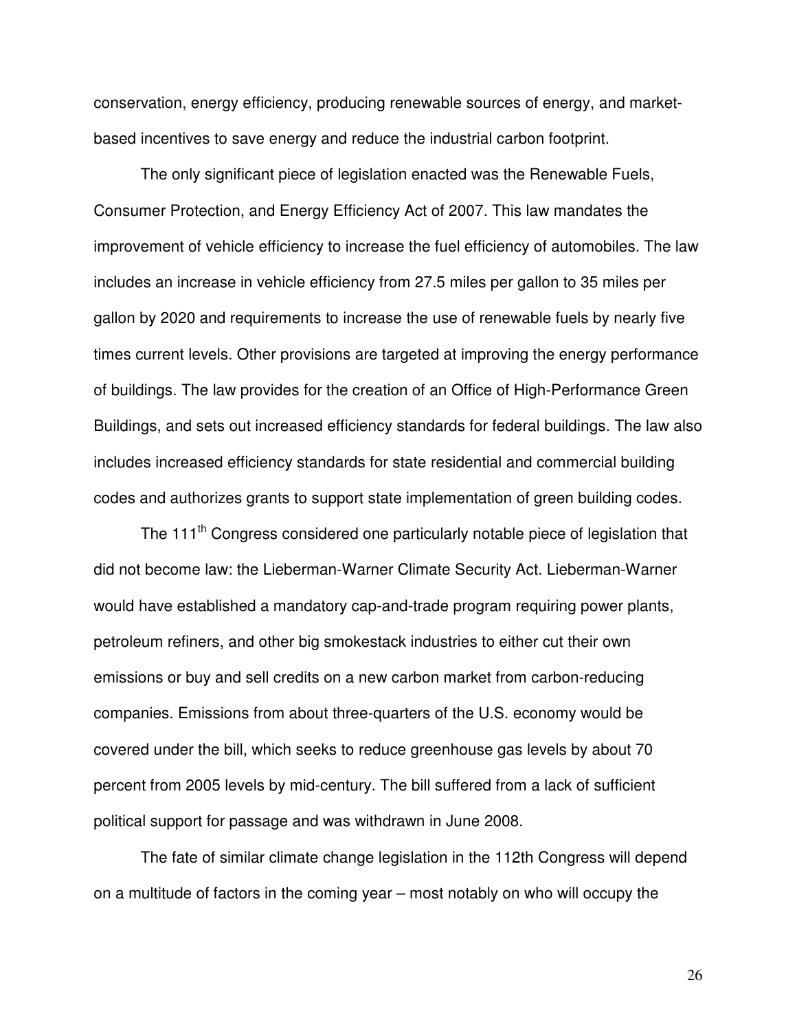conservation, energy efficiency, producing renewable sources of energy, and market-based incentives to save energy and reduce the industrial carbon footprint.

The only significant piece of legislation enacted was the Renewable Fuels, Consumer Protection, and Energy Efficiency Act of 2007. This law mandates the improvement of vehicle efficiency to increase the fuel efficiency of automobiles. The law includes an increase in vehicle efficiency from 27.5 miles per gallon to 35 miles per gallon by 2020 and requirements to increase the use of renewable fuels by nearly five times current levels. Other provisions are targeted at improving the energy performance of buildings. The law provides for the creation of an Office of High-Performance Green Buildings, and sets out increased efficiency standards for federal buildings. The law also includes increased efficiency standards for state residential and commercial building codes and authorizes grants to support state implementation of green building codes.

The 111th Congress considered one particularly notable piece of legislation that did not become law: the Lieberman-Warner Climate Security Act. Lieberman-Warner would have established a mandatory cap-and-trade program requiring power plants, petroleum refiners, and other big smokestack industries to either cut their own emissions or buy and sell credits on a new carbon market from carbon-reducing companies. Emissions from about three-quarters of the U.S. economy would be covered under the bill, which seeks to reduce greenhouse gas levels by about 70 percent from 2005 levels by mid-century. The bill suffered from a lack of sufficient political support for passage and was withdrawn in June 2008.

The fate of similar climate change legislation in the 112th Congress will depend on a multitude of factors in the coming year – most notably on who will occupy the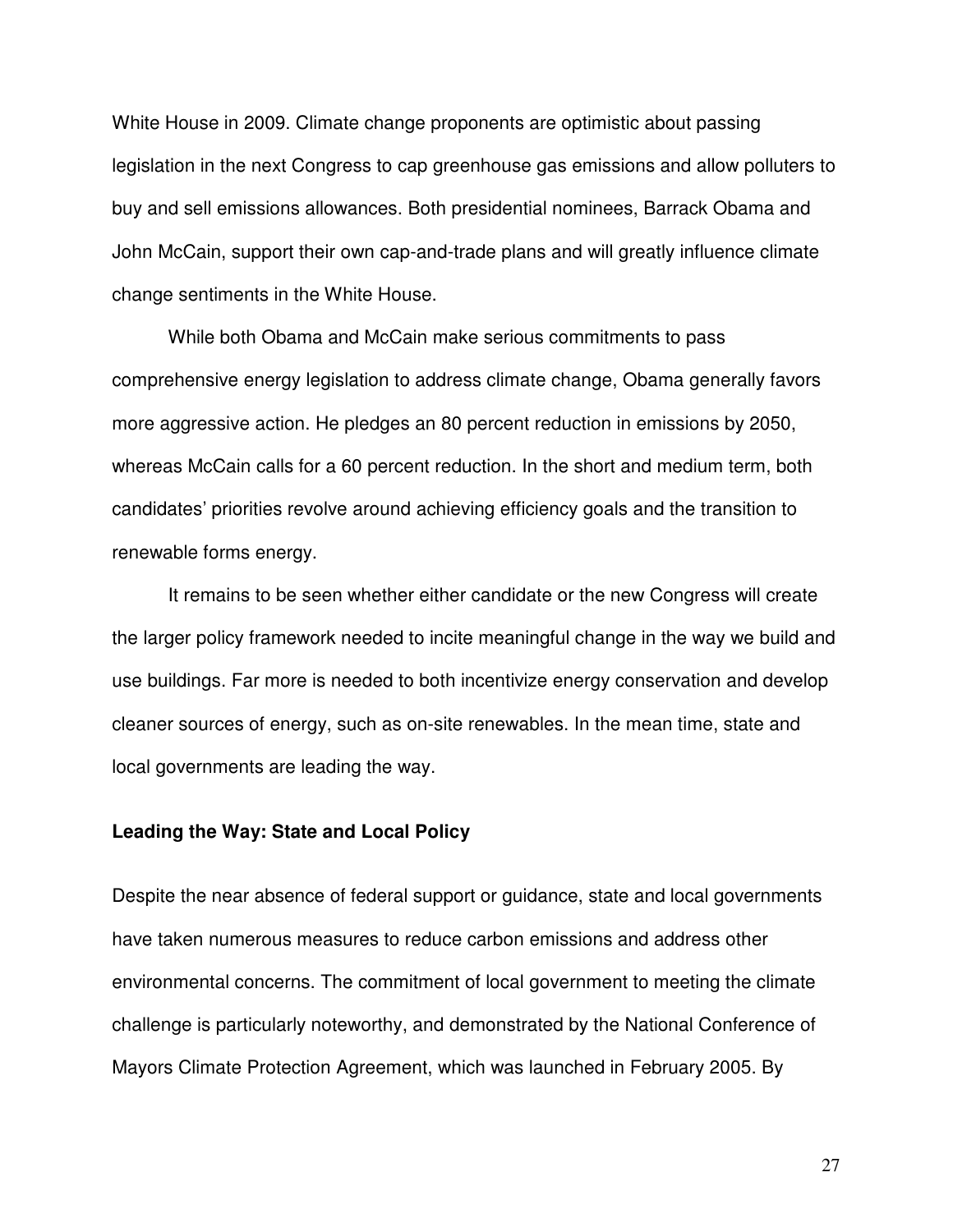White House in 2009. Climate change proponents are optimistic about passing legislation in the next Congress to cap greenhouse gas emissions and allow polluters to buy and sell emissions allowances. Both presidential nominees, Barrack Obama and John McCain, support their own cap-and-trade plans and will greatly influence climate change sentiments in the White House.

While both Obama and McCain make serious commitments to pass comprehensive energy legislation to address climate change, Obama generally favors more aggressive action. He pledges an 80 percent reduction in emissions by 2050, whereas McCain calls for a 60 percent reduction. In the short and medium term, both candidates' priorities revolve around achieving efficiency goals and the transition to renewable forms energy.

It remains to be seen whether either candidate or the new Congress will create the larger policy framework needed to incite meaningful change in the way we build and use buildings. Far more is needed to both incentivize energy conservation and develop cleaner sources of energy, such as on-site renewables. In the mean time, state and local governments are leading the way.

**Leading the Way: State and Local Policy**

Despite the near absence of federal support or guidance, state and local governments have taken numerous measures to reduce carbon emissions and address other environmental concerns. The commitment of local government to meeting the climate challenge is particularly noteworthy, and demonstrated by the National Conference of Mayors Climate Protection Agreement, which was launched in February 2005. By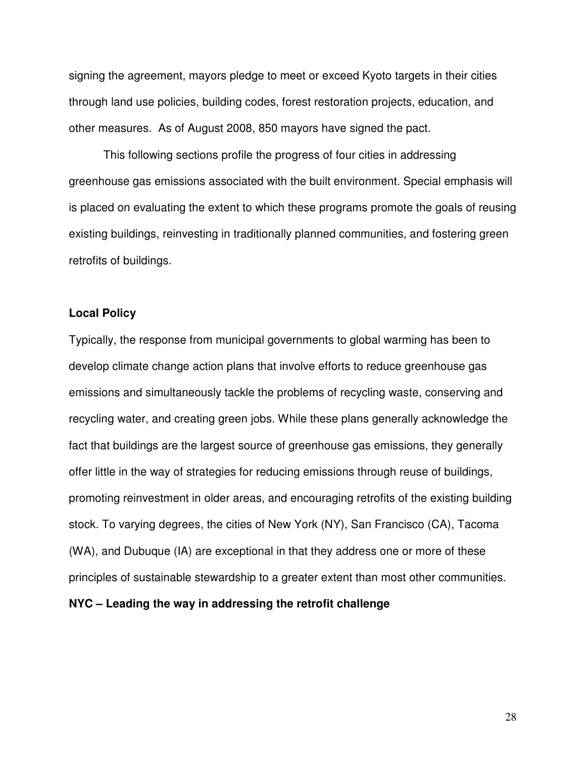signing the agreement, mayors pledge to meet or exceed Kyoto targets in their cities through land use policies, building codes, forest restoration projects, education, and other measures. As of August 2008, 850 mayors have signed the pact.

This following sections profile the progress of four cities in addressing greenhouse gas emissions associated with the built environment. Special emphasis will is placed on evaluating the extent to which these programs promote the goals of reusing existing buildings, reinvesting in traditionally planned communities, and fostering green retrofits of buildings.

## Local Policy

Typically, the response from municipal governments to global warming has been to develop climate change action plans that involve efforts to reduce greenhouse gas emissions and simultaneously tackle the problems of recycling waste, conserving and recycling water, and creating green jobs. While these plans generally acknowledge the fact that buildings are the largest source of greenhouse gas emissions, they generally offer little in the way of strategies for reducing emissions through reuse of buildings, promoting reinvestment in older areas, and encouraging retrofits of the existing building stock. To varying degrees, the cities of New York (NY), San Francisco (CA), Tacoma (WA), and Dubuque (IA) are exceptional in that they address one or more of these principles of sustainable stewardship to a greater extent than most other communities.

### NYC – Leading the way in addressing the retrofit challenge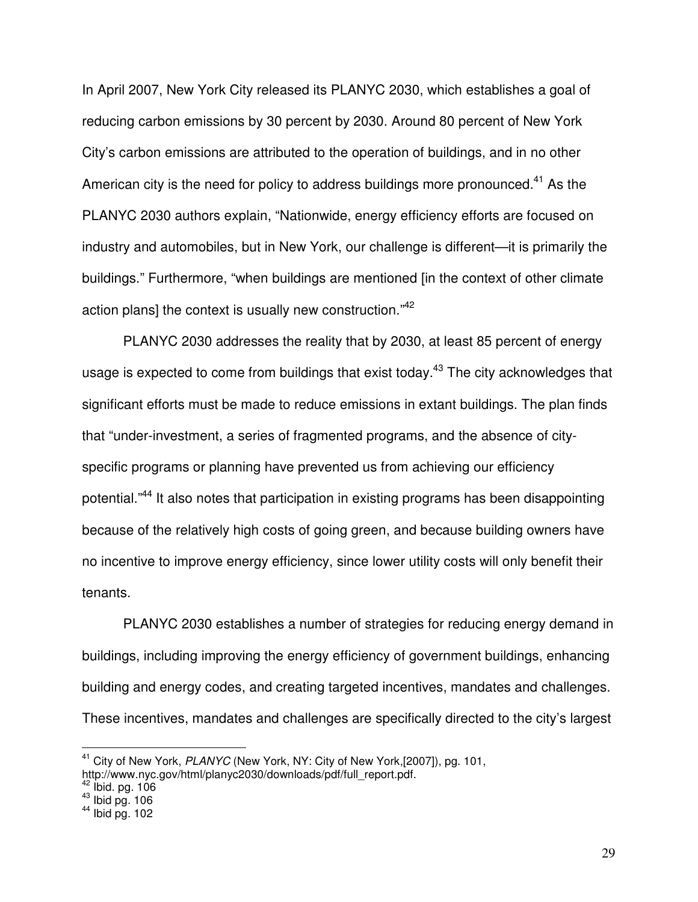In April 2007, New York City released its PLANYC 2030, which establishes a goal of reducing carbon emissions by 30 percent by 2030. Around 80 percent of New York City's carbon emissions are attributed to the operation of buildings, and in no other American city is the need for policy to address buildings more pronounced.[41] As the PLANYC 2030 authors explain, "Nationwide, energy efficiency efforts are focused on industry and automobiles, but in New York, our challenge is different—it is primarily the buildings." Furthermore, "when buildings are mentioned [in the context of other climate action plans] the context is usually new construction."[42]

PLANYC 2030 addresses the reality that by 2030, at least 85 percent of energy usage is expected to come from buildings that exist today.[43] The city acknowledges that significant efforts must be made to reduce emissions in extant buildings. The plan finds that "under-investment, a series of fragmented programs, and the absence of city-specific programs or planning have prevented us from achieving our efficiency potential."[44] It also notes that participation in existing programs has been disappointing because of the relatively high costs of going green, and because building owners have no incentive to improve energy efficiency, since lower utility costs will only benefit their tenants.

PLANYC 2030 establishes a number of strategies for reducing energy demand in buildings, including improving the energy efficiency of government buildings, enhancing building and energy codes, and creating targeted incentives, mandates and challenges. These incentives, mandates and challenges are specifically directed to the city's largest

---

[41] City of New York, *PLANYC* (New York, NY: City of New York,[2007]), pg. 101, http://www.nyc.gov/html/planyc2030/downloads/pdf/full_report.pdf.

[42] Ibid. pg. 106

[43] Ibid pg. 106

[44] Ibid pg. 102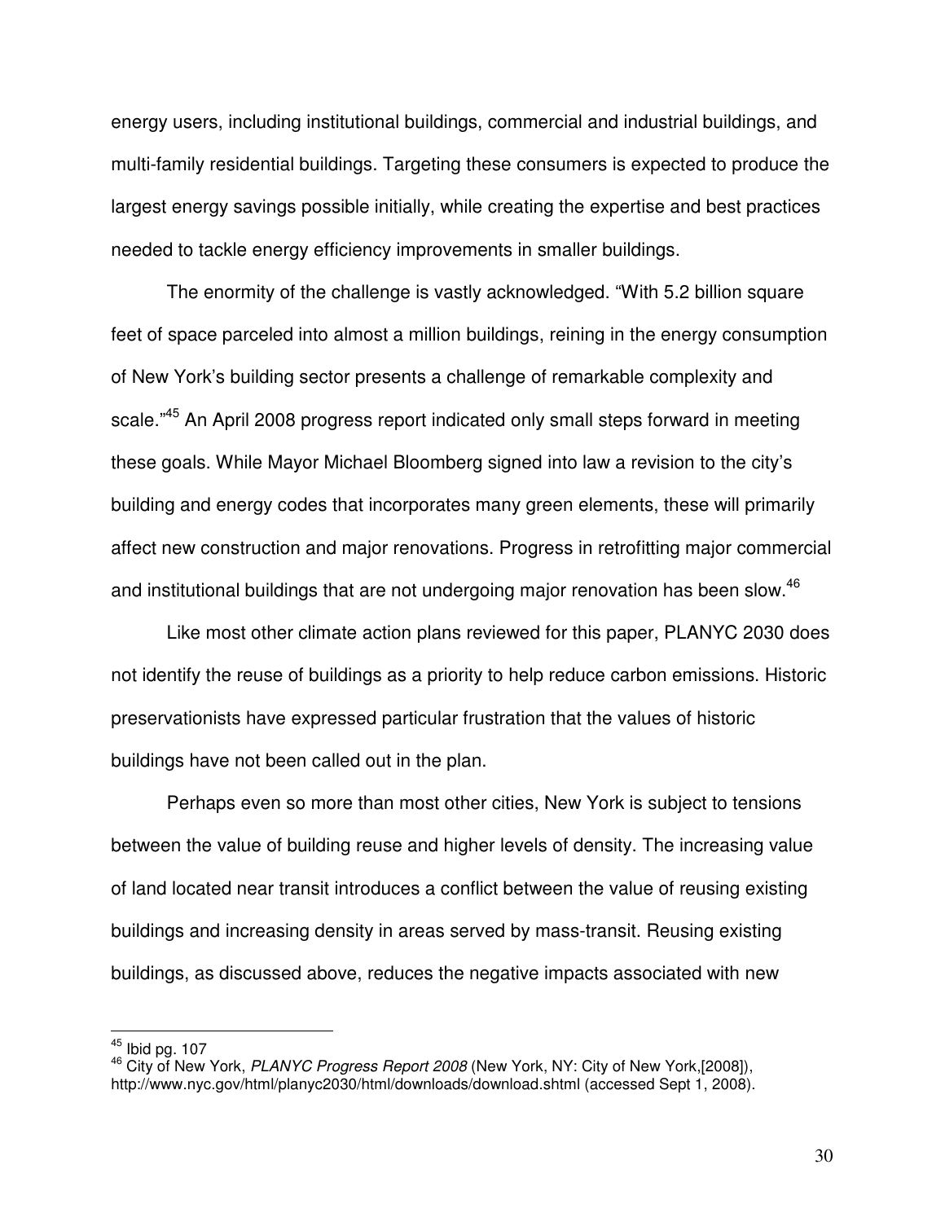energy users, including institutional buildings, commercial and industrial buildings, and multi-family residential buildings. Targeting these consumers is expected to produce the largest energy savings possible initially, while creating the expertise and best practices needed to tackle energy efficiency improvements in smaller buildings.

The enormity of the challenge is vastly acknowledged. "With 5.2 billion square feet of space parceled into almost a million buildings, reining in the energy consumption of New York's building sector presents a challenge of remarkable complexity and scale."[45] An April 2008 progress report indicated only small steps forward in meeting these goals. While Mayor Michael Bloomberg signed into law a revision to the city's building and energy codes that incorporates many green elements, these will primarily affect new construction and major renovations. Progress in retrofitting major commercial and institutional buildings that are not undergoing major renovation has been slow.[46]

Like most other climate action plans reviewed for this paper, PLANYC 2030 does not identify the reuse of buildings as a priority to help reduce carbon emissions. Historic preservationists have expressed particular frustration that the values of historic buildings have not been called out in the plan.

Perhaps even so more than most other cities, New York is subject to tensions between the value of building reuse and higher levels of density. The increasing value of land located near transit introduces a conflict between the value of reusing existing buildings and increasing density in areas served by mass-transit. Reusing existing buildings, as discussed above, reduces the negative impacts associated with new

---

[45] Ibid pg. 107

[46] City of New York, *PLANYC Progress Report 2008* (New York, NY: City of New York,[2008]), http://www.nyc.gov/html/planyc2030/html/downloads/download.shtml (accessed Sept 1, 2008).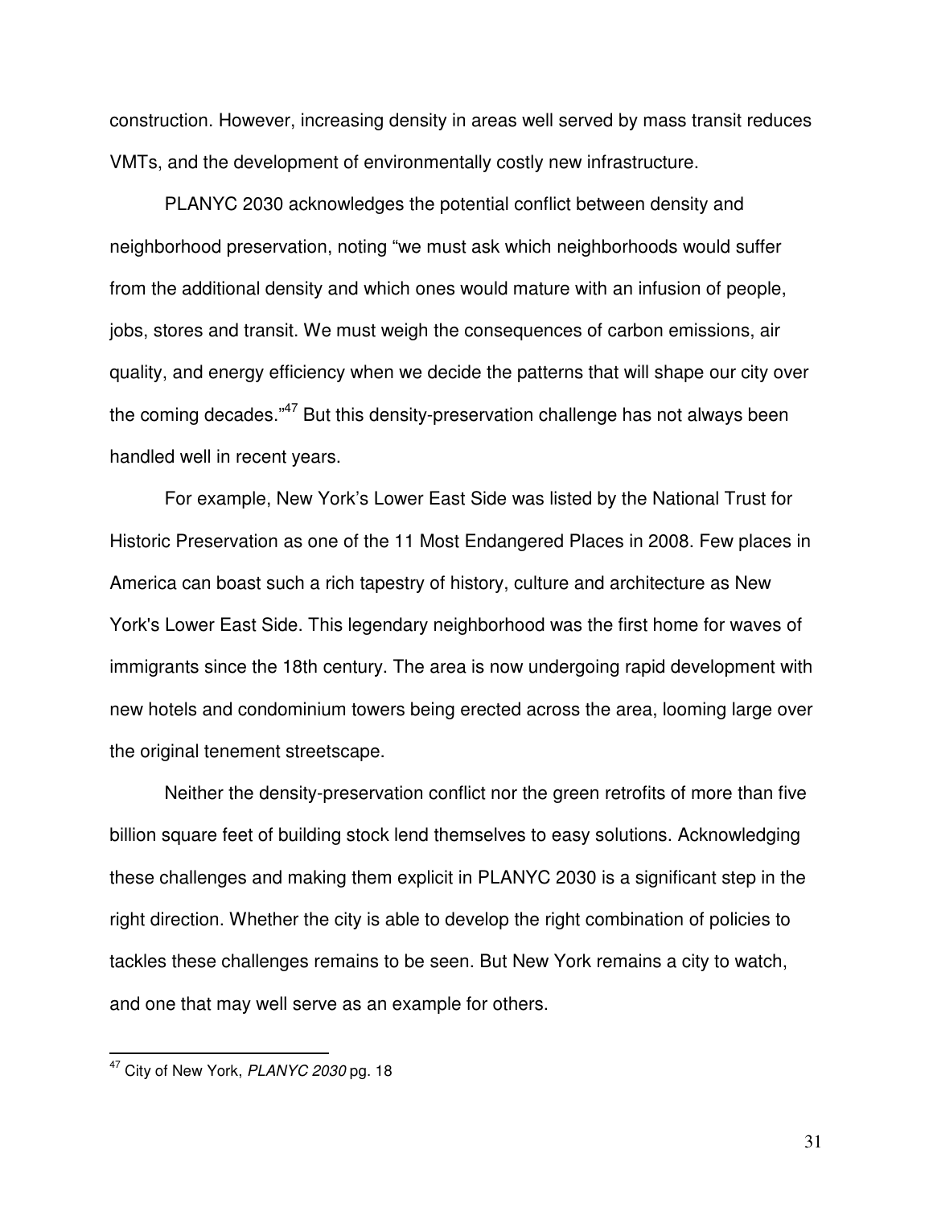construction. However, increasing density in areas well served by mass transit reduces VMTs, and the development of environmentally costly new infrastructure.

PLANYC 2030 acknowledges the potential conflict between density and neighborhood preservation, noting "we must ask which neighborhoods would suffer from the additional density and which ones would mature with an infusion of people, jobs, stores and transit. We must weigh the consequences of carbon emissions, air quality, and energy efficiency when we decide the patterns that will shape our city over the coming decades."[47] But this density-preservation challenge has not always been handled well in recent years.

For example, New York's Lower East Side was listed by the National Trust for Historic Preservation as one of the 11 Most Endangered Places in 2008. Few places in America can boast such a rich tapestry of history, culture and architecture as New York's Lower East Side. This legendary neighborhood was the first home for waves of immigrants since the 18th century. The area is now undergoing rapid development with new hotels and condominium towers being erected across the area, looming large over the original tenement streetscape.

Neither the density-preservation conflict nor the green retrofits of more than five billion square feet of building stock lend themselves to easy solutions. Acknowledging these challenges and making them explicit in PLANYC 2030 is a significant step in the right direction. Whether the city is able to develop the right combination of policies to tackles these challenges remains to be seen. But New York remains a city to watch, and one that may well serve as an example for others.

---

[47] City of New York, *PLANYC 2030* pg. 18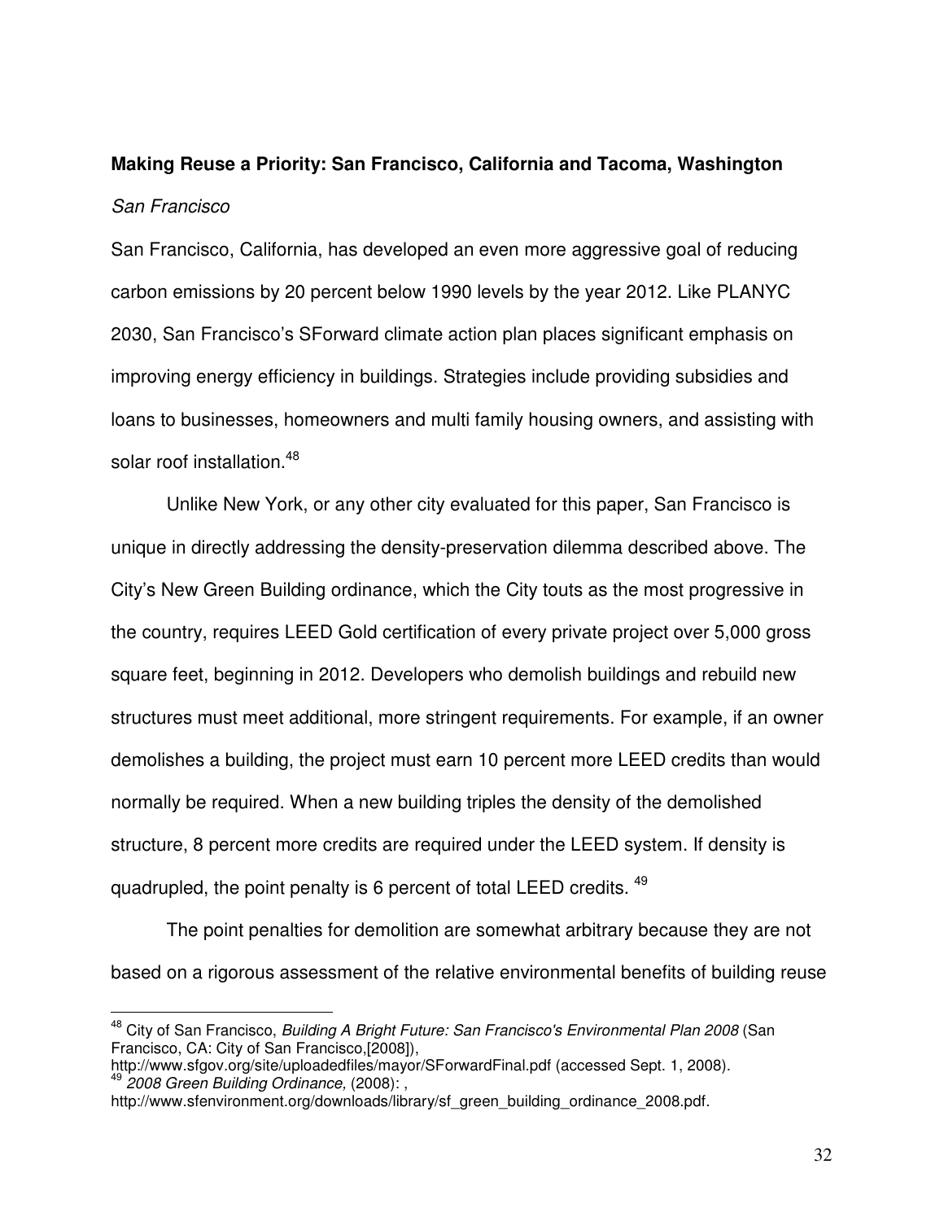**Making Reuse a Priority: San Francisco, California and Tacoma, Washington**

*San Francisco*

San Francisco, California, has developed an even more aggressive goal of reducing carbon emissions by 20 percent below 1990 levels by the year 2012. Like PLANYC 2030, San Francisco's SForward climate action plan places significant emphasis on improving energy efficiency in buildings. Strategies include providing subsidies and loans to businesses, homeowners and multi family housing owners, and assisting with solar roof installation.[48]

Unlike New York, or any other city evaluated for this paper, San Francisco is unique in directly addressing the density-preservation dilemma described above. The City's New Green Building ordinance, which the City touts as the most progressive in the country, requires LEED Gold certification of every private project over 5,000 gross square feet, beginning in 2012. Developers who demolish buildings and rebuild new structures must meet additional, more stringent requirements. For example, if an owner demolishes a building, the project must earn 10 percent more LEED credits than would normally be required. When a new building triples the density of the demolished structure, 8 percent more credits are required under the LEED system. If density is quadrupled, the point penalty is 6 percent of total LEED credits.[49]

The point penalties for demolition are somewhat arbitrary because they are not based on a rigorous assessment of the relative environmental benefits of building reuse

---

[48] City of San Francisco, *Building A Bright Future: San Francisco's Environmental Plan 2008* (San Francisco, CA: City of San Francisco,[2008]), http://www.sfgov.org/site/uploadedfiles/mayor/SForwardFinal.pdf (accessed Sept. 1, 2008).

[49] *2008 Green Building Ordinance,* (2008): , http://www.sfenvironment.org/downloads/library/sf_green_building_ordinance_2008.pdf.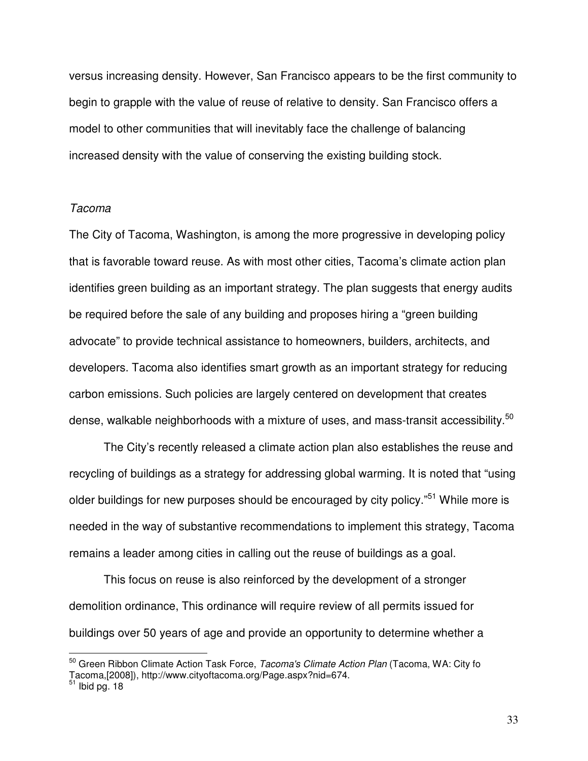versus increasing density. However, San Francisco appears to be the first community to begin to grapple with the value of reuse of relative to density. San Francisco offers a model to other communities that will inevitably face the challenge of balancing increased density with the value of conserving the existing building stock.

*Tacoma*

The City of Tacoma, Washington, is among the more progressive in developing policy that is favorable toward reuse. As with most other cities, Tacoma's climate action plan identifies green building as an important strategy. The plan suggests that energy audits be required before the sale of any building and proposes hiring a "green building advocate" to provide technical assistance to homeowners, builders, architects, and developers. Tacoma also identifies smart growth as an important strategy for reducing carbon emissions. Such policies are largely centered on development that creates dense, walkable neighborhoods with a mixture of uses, and mass-transit accessibility.[50]

The City's recently released a climate action plan also establishes the reuse and recycling of buildings as a strategy for addressing global warming. It is noted that "using older buildings for new purposes should be encouraged by city policy."[51] While more is needed in the way of substantive recommendations to implement this strategy, Tacoma remains a leader among cities in calling out the reuse of buildings as a goal.

This focus on reuse is also reinforced by the development of a stronger demolition ordinance, This ordinance will require review of all permits issued for buildings over 50 years of age and provide an opportunity to determine whether a

---

[50] Green Ribbon Climate Action Task Force, *Tacoma's Climate Action Plan* (Tacoma, WA: City fo Tacoma,[2008]), http://www.cityoftacoma.org/Page.aspx?nid=674.

[51] Ibid pg. 18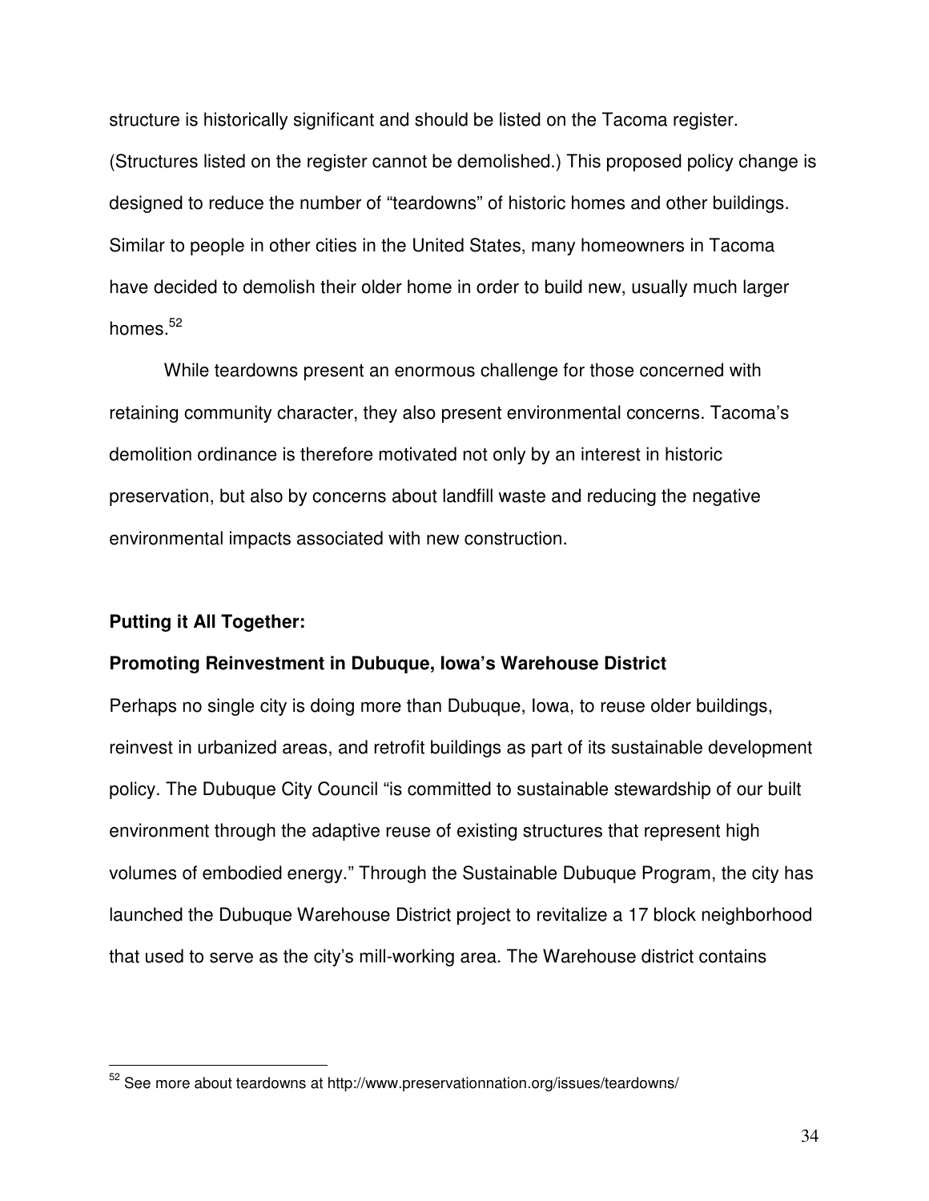structure is historically significant and should be listed on the Tacoma register. (Structures listed on the register cannot be demolished.) This proposed policy change is designed to reduce the number of "teardowns" of historic homes and other buildings. Similar to people in other cities in the United States, many homeowners in Tacoma have decided to demolish their older home in order to build new, usually much larger homes.[52]

While teardowns present an enormous challenge for those concerned with retaining community character, they also present environmental concerns. Tacoma's demolition ordinance is therefore motivated not only by an interest in historic preservation, but also by concerns about landfill waste and reducing the negative environmental impacts associated with new construction.

### Putting it All Together:

### Promoting Reinvestment in Dubuque, Iowa's Warehouse District

Perhaps no single city is doing more than Dubuque, Iowa, to reuse older buildings, reinvest in urbanized areas, and retrofit buildings as part of its sustainable development policy. The Dubuque City Council "is committed to sustainable stewardship of our built environment through the adaptive reuse of existing structures that represent high volumes of embodied energy." Through the Sustainable Dubuque Program, the city has launched the Dubuque Warehouse District project to revitalize a 17 block neighborhood that used to serve as the city's mill-working area. The Warehouse district contains

---

[52] See more about teardowns at http://www.preservationnation.org/issues/teardowns/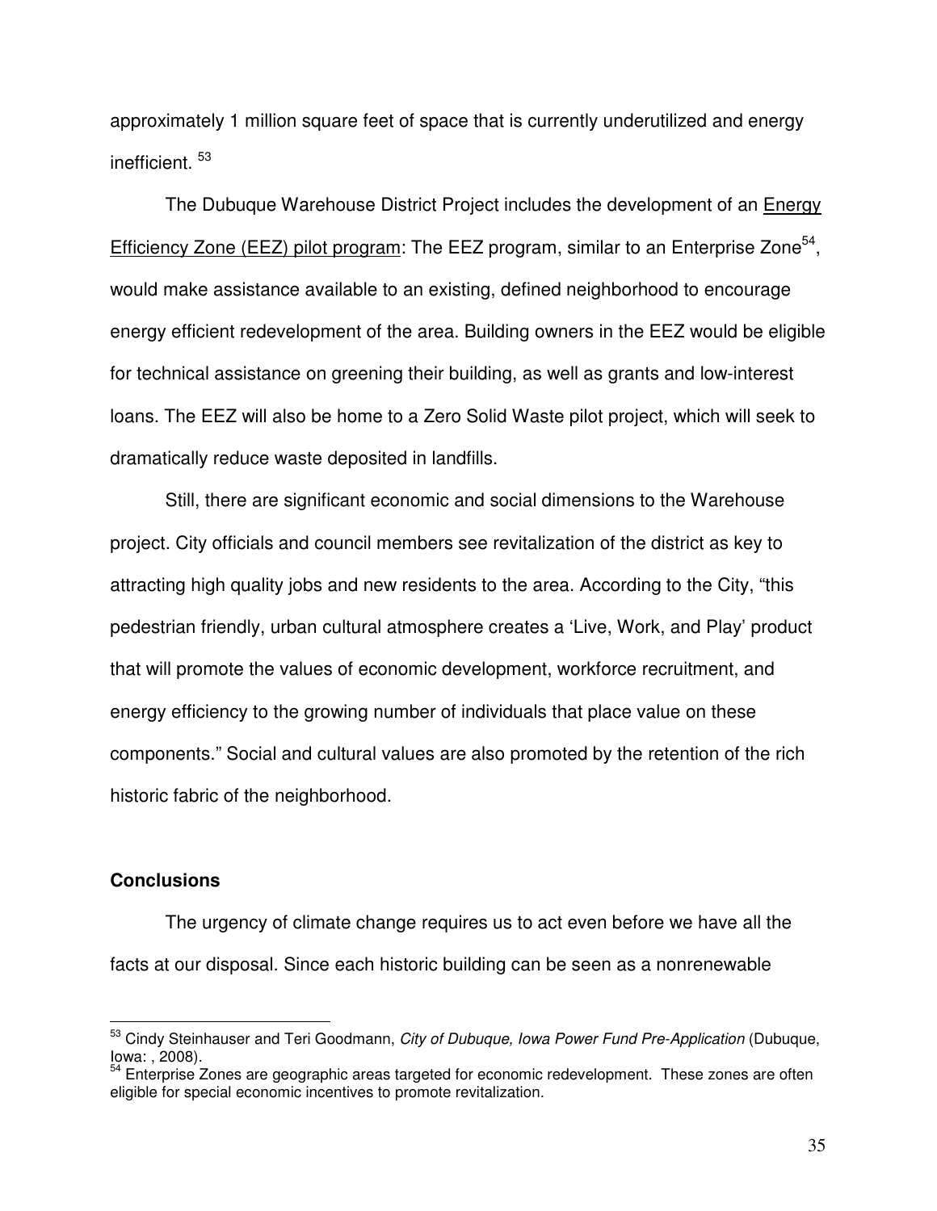approximately 1 million square feet of space that is currently underutilized and energy inefficient. [53]

The Dubuque Warehouse District Project includes the development of an Energy Efficiency Zone (EEZ) pilot program: The EEZ program, similar to an Enterprise Zone[54], would make assistance available to an existing, defined neighborhood to encourage energy efficient redevelopment of the area. Building owners in the EEZ would be eligible for technical assistance on greening their building, as well as grants and low-interest loans. The EEZ will also be home to a Zero Solid Waste pilot project, which will seek to dramatically reduce waste deposited in landfills.

Still, there are significant economic and social dimensions to the Warehouse project. City officials and council members see revitalization of the district as key to attracting high quality jobs and new residents to the area. According to the City, "this pedestrian friendly, urban cultural atmosphere creates a 'Live, Work, and Play' product that will promote the values of economic development, workforce recruitment, and energy efficiency to the growing number of individuals that place value on these components." Social and cultural values are also promoted by the retention of the rich historic fabric of the neighborhood.

**Conclusions**

The urgency of climate change requires us to act even before we have all the facts at our disposal. Since each historic building can be seen as a nonrenewable

---

[53] Cindy Steinhauser and Teri Goodmann, *City of Dubuque, Iowa Power Fund Pre-Application* (Dubuque, Iowa: , 2008).

[54] Enterprise Zones are geographic areas targeted for economic redevelopment. These zones are often eligible for special economic incentives to promote revitalization.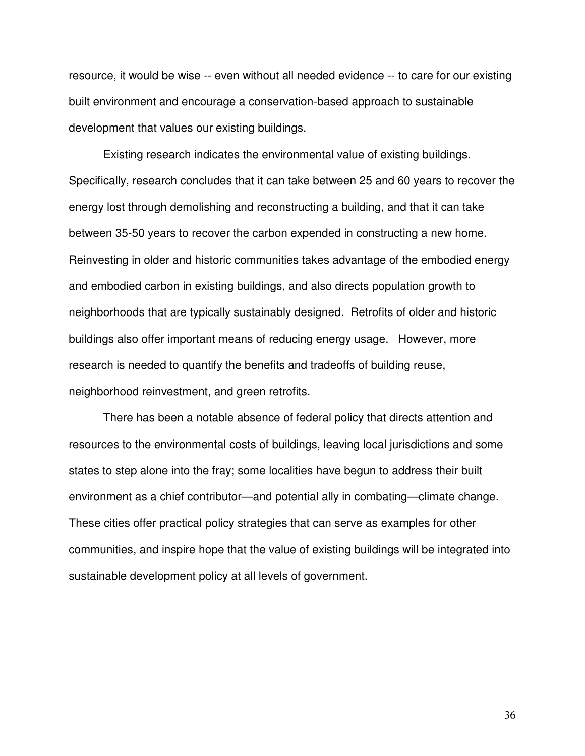resource, it would be wise -- even without all needed evidence -- to care for our existing built environment and encourage a conservation-based approach to sustainable development that values our existing buildings.

Existing research indicates the environmental value of existing buildings. Specifically, research concludes that it can take between 25 and 60 years to recover the energy lost through demolishing and reconstructing a building, and that it can take between 35-50 years to recover the carbon expended in constructing a new home. Reinvesting in older and historic communities takes advantage of the embodied energy and embodied carbon in existing buildings, and also directs population growth to neighborhoods that are typically sustainably designed. Retrofits of older and historic buildings also offer important means of reducing energy usage. However, more research is needed to quantify the benefits and tradeoffs of building reuse, neighborhood reinvestment, and green retrofits.

There has been a notable absence of federal policy that directs attention and resources to the environmental costs of buildings, leaving local jurisdictions and some states to step alone into the fray; some localities have begun to address their built environment as a chief contributor—and potential ally in combating—climate change. These cities offer practical policy strategies that can serve as examples for other communities, and inspire hope that the value of existing buildings will be integrated into sustainable development policy at all levels of government.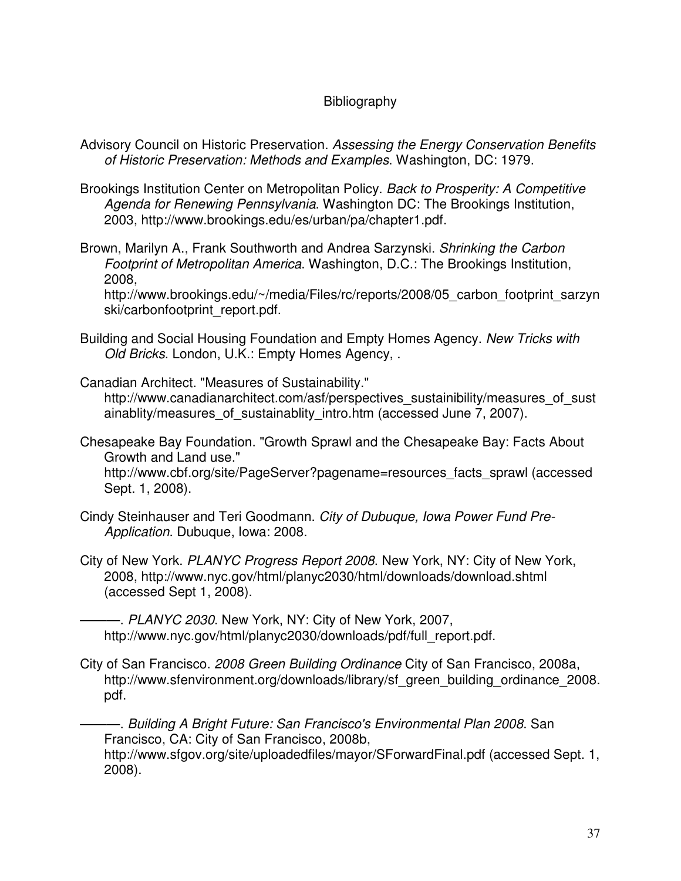# Bibliography

Advisory Council on Historic Preservation. *Assessing the Energy Conservation Benefits of Historic Preservation: Methods and Examples*. Washington, DC: 1979.

Brookings Institution Center on Metropolitan Policy. *Back to Prosperity: A Competitive Agenda for Renewing Pennsylvania*. Washington DC: The Brookings Institution, 2003, http://www.brookings.edu/es/urban/pa/chapter1.pdf.

Brown, Marilyn A., Frank Southworth and Andrea Sarzynski. *Shrinking the Carbon Footprint of Metropolitan America*. Washington, D.C.: The Brookings Institution, 2008, http://www.brookings.edu/~/media/Files/rc/reports/2008/05_carbon_footprint_sarzynski/carbonfootprint_report.pdf.

Building and Social Housing Foundation and Empty Homes Agency. *New Tricks with Old Bricks*. London, U.K.: Empty Homes Agency, .

Canadian Architect. "Measures of Sustainability." http://www.canadianarchitect.com/asf/perspectives_sustainibility/measures_of_sustainablity/measures_of_sustainablity_intro.htm (accessed June 7, 2007).

Chesapeake Bay Foundation. "Growth Sprawl and the Chesapeake Bay: Facts About Growth and Land use." http://www.cbf.org/site/PageServer?pagename=resources_facts_sprawl (accessed Sept. 1, 2008).

Cindy Steinhauser and Teri Goodmann. *City of Dubuque, Iowa Power Fund Pre-Application*. Dubuque, Iowa: 2008.

City of New York. *PLANYC Progress Report 2008*. New York, NY: City of New York, 2008, http://www.nyc.gov/html/planyc2030/html/downloads/download.shtml (accessed Sept 1, 2008).

———. *PLANYC 2030*. New York, NY: City of New York, 2007, http://www.nyc.gov/html/planyc2030/downloads/pdf/full_report.pdf.

City of San Francisco. *2008 Green Building Ordinance* City of San Francisco, 2008a, http://www.sfenvironment.org/downloads/library/sf_green_building_ordinance_2008.pdf.

———. *Building A Bright Future: San Francisco's Environmental Plan 2008*. San Francisco, CA: City of San Francisco, 2008b, http://www.sfgov.org/site/uploadedfiles/mayor/SForwardFinal.pdf (accessed Sept. 1, 2008).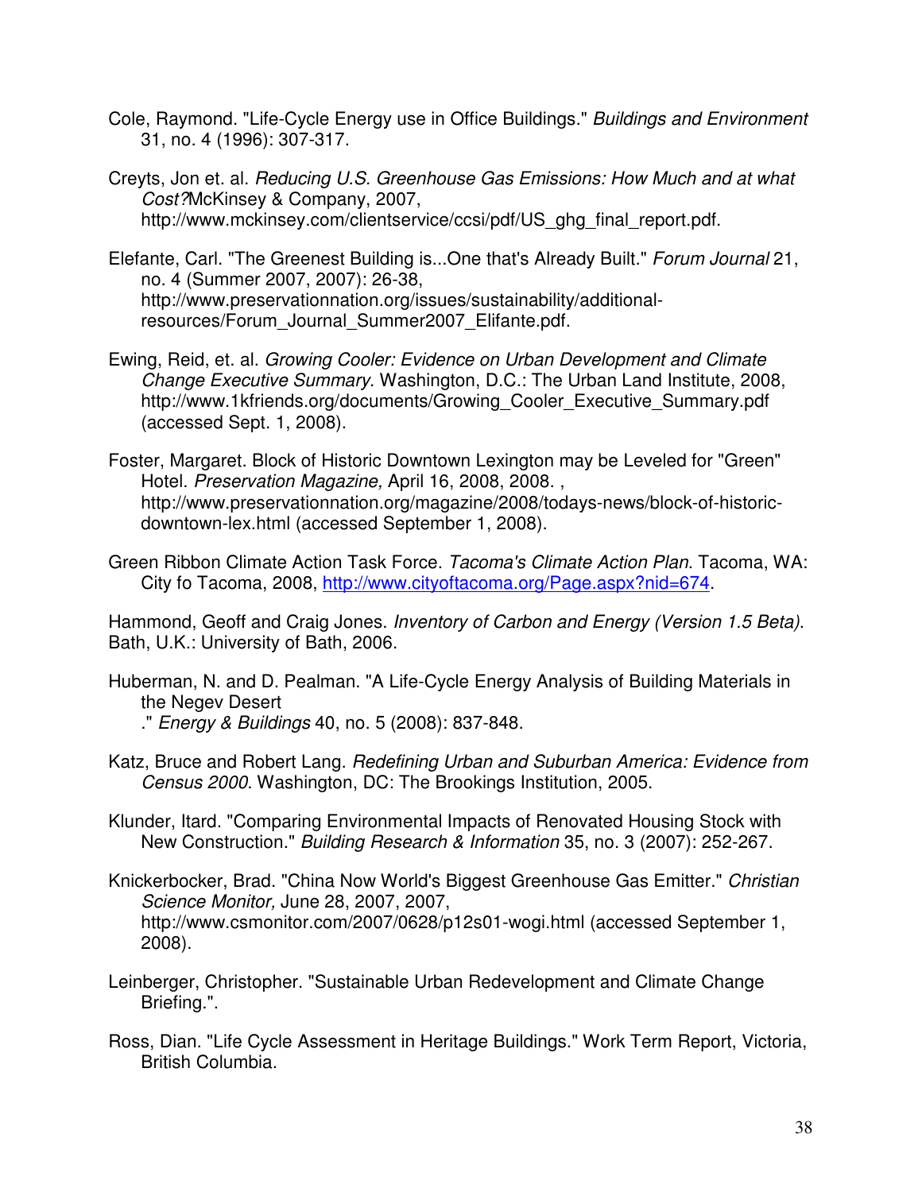Cole, Raymond. "Life-Cycle Energy use in Office Buildings." *Buildings and Environment* 31, no. 4 (1996): 307-317.

Creyts, Jon et. al. *Reducing U.S. Greenhouse Gas Emissions: How Much and at what Cost?*McKinsey & Company, 2007, http://www.mckinsey.com/clientservice/ccsi/pdf/US_ghg_final_report.pdf.

Elefante, Carl. "The Greenest Building is...One that's Already Built." *Forum Journal* 21, no. 4 (Summer 2007, 2007): 26-38, http://www.preservationnation.org/issues/sustainability/additional-resources/Forum_Journal_Summer2007_Elifante.pdf.

Ewing, Reid, et. al. *Growing Cooler: Evidence on Urban Development and Climate Change Executive Summary*. Washington, D.C.: The Urban Land Institute, 2008, http://www.1kfriends.org/documents/Growing_Cooler_Executive_Summary.pdf (accessed Sept. 1, 2008).

Foster, Margaret. Block of Historic Downtown Lexington may be Leveled for "Green" Hotel. *Preservation Magazine,* April 16, 2008, 2008. , http://www.preservationnation.org/magazine/2008/todays-news/block-of-historic-downtown-lex.html (accessed September 1, 2008).

Green Ribbon Climate Action Task Force. *Tacoma's Climate Action Plan*. Tacoma, WA: City fo Tacoma, 2008, http://www.cityoftacoma.org/Page.aspx?nid=674.

Hammond, Geoff and Craig Jones. *Inventory of Carbon and Energy (Version 1.5 Beta)*. Bath, U.K.: University of Bath, 2006.

Huberman, N. and D. Pealman. "A Life-Cycle Energy Analysis of Building Materials in the Negev Desert
." *Energy & Buildings* 40, no. 5 (2008): 837-848.

Katz, Bruce and Robert Lang. *Redefining Urban and Suburban America: Evidence from Census 2000*. Washington, DC: The Brookings Institution, 2005.

Klunder, Itard. "Comparing Environmental Impacts of Renovated Housing Stock with New Construction." *Building Research & Information* 35, no. 3 (2007): 252-267.

Knickerbocker, Brad. "China Now World's Biggest Greenhouse Gas Emitter." *Christian Science Monitor,* June 28, 2007, 2007, http://www.csmonitor.com/2007/0628/p12s01-wogi.html (accessed September 1, 2008).

Leinberger, Christopher. "Sustainable Urban Redevelopment and Climate Change Briefing.".

Ross, Dian. "Life Cycle Assessment in Heritage Buildings." Work Term Report, Victoria, British Columbia.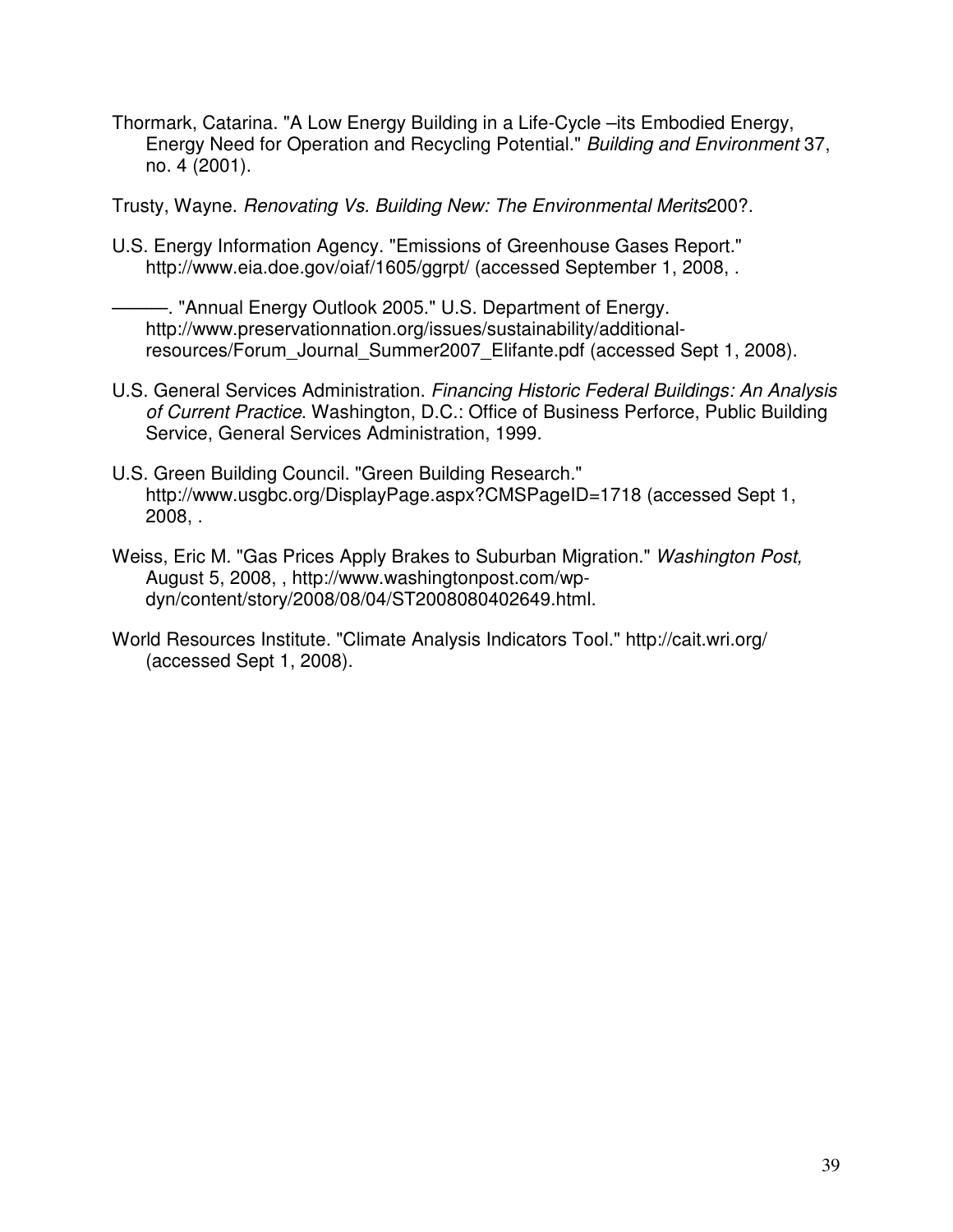Thormark, Catarina. "A Low Energy Building in a Life-Cycle –its Embodied Energy, Energy Need for Operation and Recycling Potential." *Building and Environment* 37, no. 4 (2001).

Trusty, Wayne. *Renovating Vs. Building New: The Environmental Merits*200?.

U.S. Energy Information Agency. "Emissions of Greenhouse Gases Report." http://www.eia.doe.gov/oiaf/1605/ggrpt/ (accessed September 1, 2008, .

———. "Annual Energy Outlook 2005." U.S. Department of Energy. http://www.preservationnation.org/issues/sustainability/additional-resources/Forum_Journal_Summer2007_Elifante.pdf (accessed Sept 1, 2008).

U.S. General Services Administration. *Financing Historic Federal Buildings: An Analysis of Current Practice*. Washington, D.C.: Office of Business Perforce, Public Building Service, General Services Administration, 1999.

U.S. Green Building Council. "Green Building Research." http://www.usgbc.org/DisplayPage.aspx?CMSPageID=1718 (accessed Sept 1, 2008, .

Weiss, Eric M. "Gas Prices Apply Brakes to Suburban Migration." *Washington Post,* August 5, 2008, , http://www.washingtonpost.com/wp-dyn/content/story/2008/08/04/ST2008080402649.html.

World Resources Institute. "Climate Analysis Indicators Tool." http://cait.wri.org/ (accessed Sept 1, 2008).